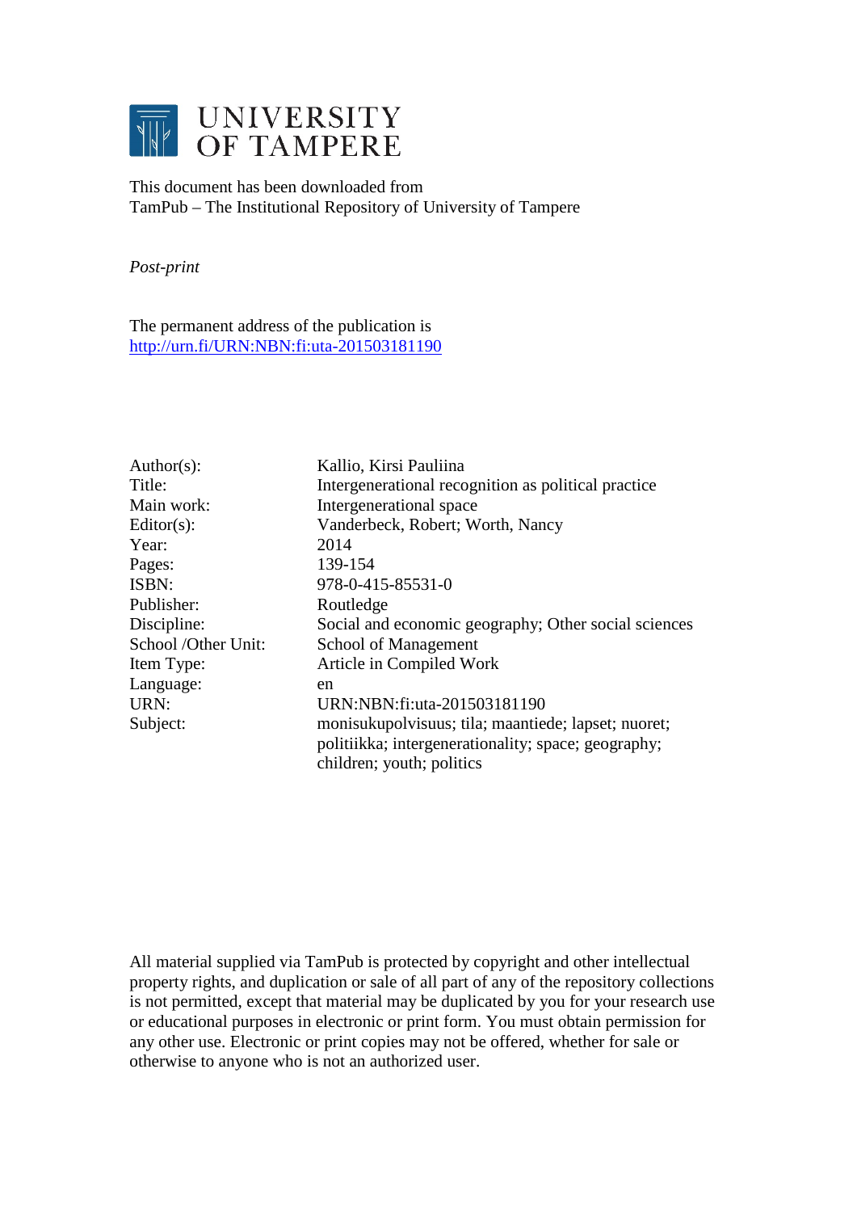# UNIVERSITY OF TAMPERE

This document has been downloaded from
TamPub – The Institutional Repository of University of Tampere

*Post-print*

The permanent address of the publication is
[http://urn.fi/URN:NBN:fi:uta-201503181190](http://urn.fi/URN:NBN:fi:uta-201503181190)

| | |
|---|---|
| Author(s): | Kallio, Kirsi Pauliina |
| Title: | Intergenerational recognition as political practice |
| Main work: | Intergenerational space |
| Editor(s): | Vanderbeck, Robert; Worth, Nancy |
| Year: | 2014 |
| Pages: | 139-154 |
| ISBN: | 978-0-415-85531-0 |
| Publisher: | Routledge |
| Discipline: | Social and economic geography; Other social sciences |
| School /Other Unit: | School of Management |
| Item Type: | Article in Compiled Work |
| Language: | en |
| URN: | URN:NBN:fi:uta-201503181190 |
| Subject: | monisukupolvisuus; tila; maantiede; lapset; nuoret; politiikka; intergenerationality; space; geography; children; youth; politics |

All material supplied via TamPub is protected by copyright and other intellectual property rights, and duplication or sale of all part of any of the repository collections is not permitted, except that material may be duplicated by you for your research use or educational purposes in electronic or print form. You must obtain permission for any other use. Electronic or print copies may not be offered, whether for sale or otherwise to anyone who is not an authorized user.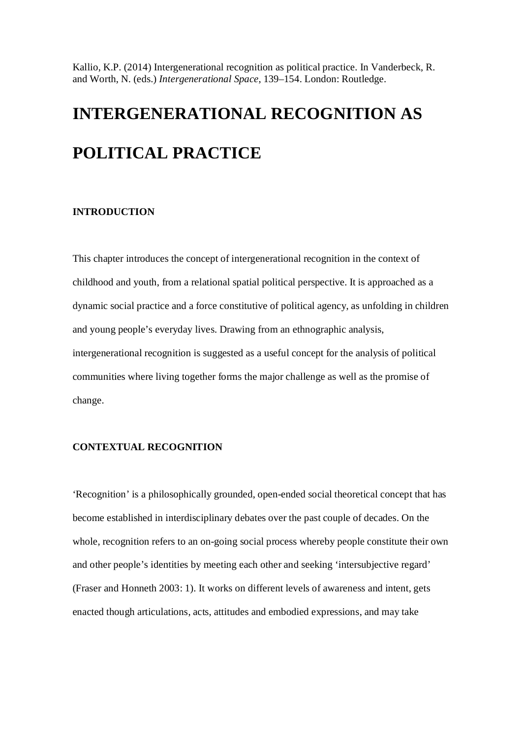Kallio, K.P. (2014) Intergenerational recognition as political practice. In Vanderbeck, R. and Worth, N. (eds.) *Intergenerational Space*, 139–154. London: Routledge.

# INTERGENERATIONAL RECOGNITION AS POLITICAL PRACTICE

## INTRODUCTION

This chapter introduces the concept of intergenerational recognition in the context of childhood and youth, from a relational spatial political perspective. It is approached as a dynamic social practice and a force constitutive of political agency, as unfolding in children and young people's everyday lives. Drawing from an ethnographic analysis, intergenerational recognition is suggested as a useful concept for the analysis of political communities where living together forms the major challenge as well as the promise of change.

## CONTEXTUAL RECOGNITION

'Recognition' is a philosophically grounded, open-ended social theoretical concept that has become established in interdisciplinary debates over the past couple of decades. On the whole, recognition refers to an on-going social process whereby people constitute their own and other people's identities by meeting each other and seeking 'intersubjective regard' (Fraser and Honneth 2003: 1). It works on different levels of awareness and intent, gets enacted though articulations, acts, attitudes and embodied expressions, and may take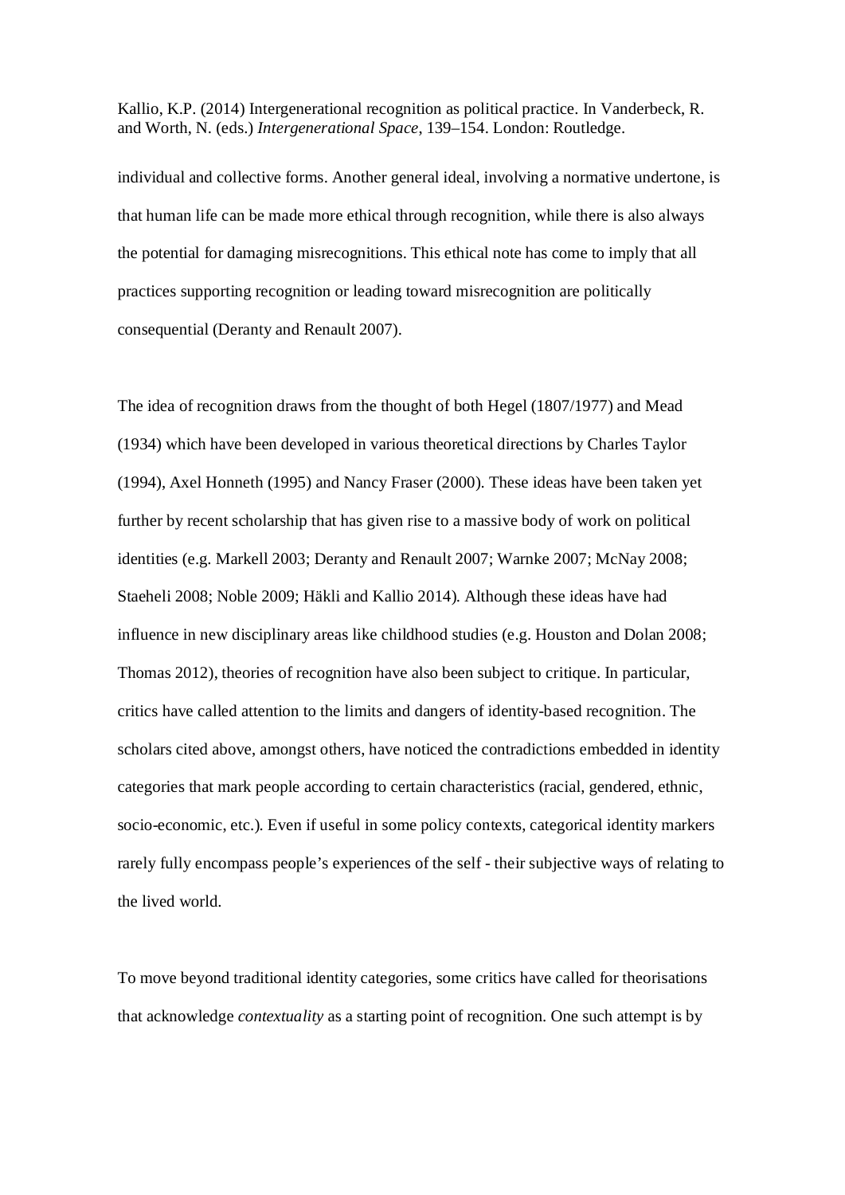individual and collective forms. Another general ideal, involving a normative undertone, is that human life can be made more ethical through recognition, while there is also always the potential for damaging misrecognitions. This ethical note has come to imply that all practices supporting recognition or leading toward misrecognition are politically consequential (Deranty and Renault 2007).

The idea of recognition draws from the thought of both Hegel (1807/1977) and Mead (1934) which have been developed in various theoretical directions by Charles Taylor (1994), Axel Honneth (1995) and Nancy Fraser (2000). These ideas have been taken yet further by recent scholarship that has given rise to a massive body of work on political identities (e.g. Markell 2003; Deranty and Renault 2007; Warnke 2007; McNay 2008; Staeheli 2008; Noble 2009; Häkli and Kallio 2014). Although these ideas have had influence in new disciplinary areas like childhood studies (e.g. Houston and Dolan 2008; Thomas 2012), theories of recognition have also been subject to critique. In particular, critics have called attention to the limits and dangers of identity-based recognition. The scholars cited above, amongst others, have noticed the contradictions embedded in identity categories that mark people according to certain characteristics (racial, gendered, ethnic, socio-economic, etc.). Even if useful in some policy contexts, categorical identity markers rarely fully encompass people's experiences of the self - their subjective ways of relating to the lived world.

To move beyond traditional identity categories, some critics have called for theorisations that acknowledge *contextuality* as a starting point of recognition. One such attempt is by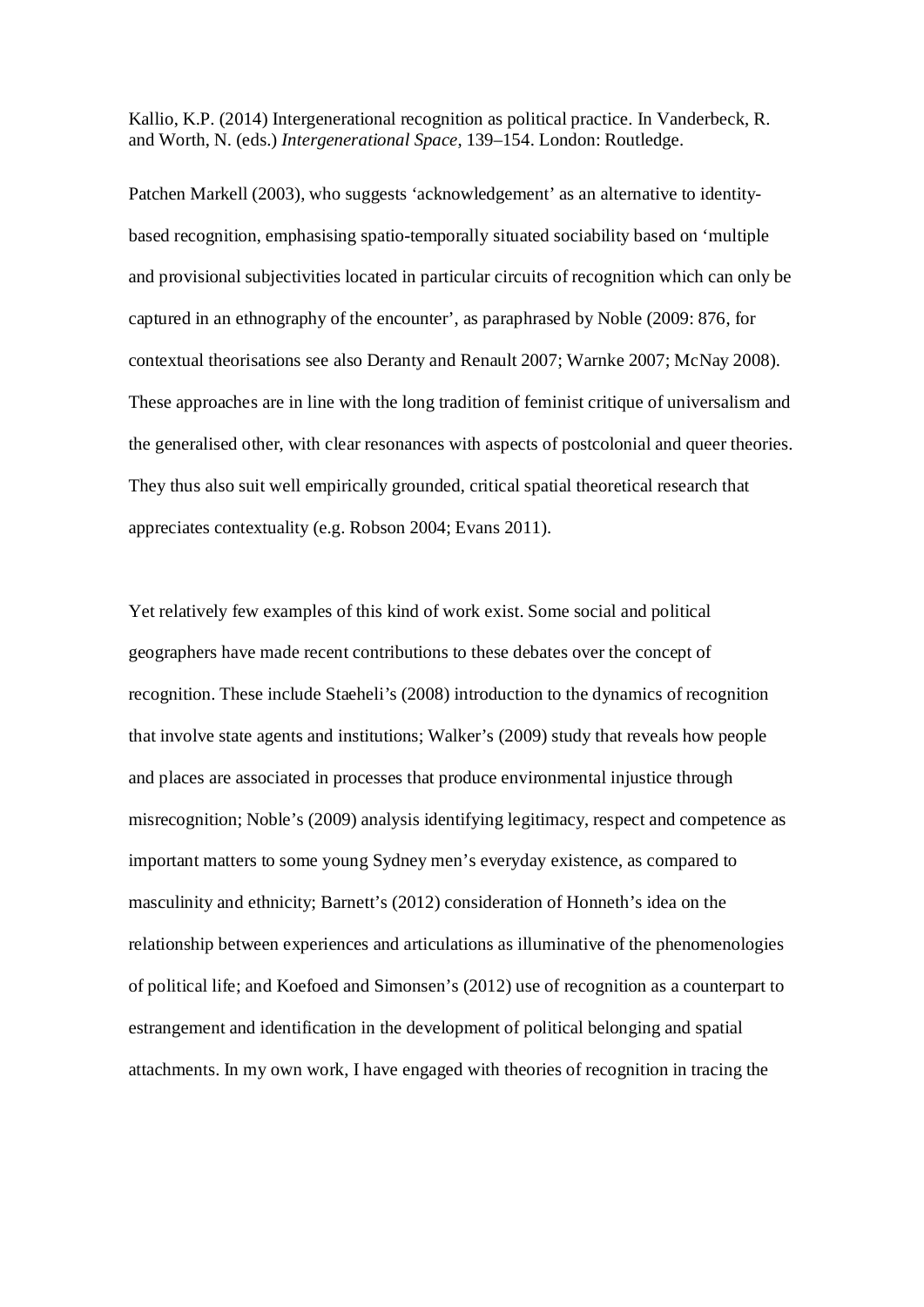Kallio, K.P. (2014) Intergenerational recognition as political practice. In Vanderbeck, R. and Worth, N. (eds.) *Intergenerational Space*, 139–154. London: Routledge.

Patchen Markell (2003), who suggests 'acknowledgement' as an alternative to identity-based recognition, emphasising spatio-temporally situated sociability based on 'multiple and provisional subjectivities located in particular circuits of recognition which can only be captured in an ethnography of the encounter', as paraphrased by Noble (2009: 876, for contextual theorisations see also Deranty and Renault 2007; Warnke 2007; McNay 2008). These approaches are in line with the long tradition of feminist critique of universalism and the generalised other, with clear resonances with aspects of postcolonial and queer theories. They thus also suit well empirically grounded, critical spatial theoretical research that appreciates contextuality (e.g. Robson 2004; Evans 2011).

Yet relatively few examples of this kind of work exist. Some social and political geographers have made recent contributions to these debates over the concept of recognition. These include Staeheli's (2008) introduction to the dynamics of recognition that involve state agents and institutions; Walker's (2009) study that reveals how people and places are associated in processes that produce environmental injustice through misrecognition; Noble's (2009) analysis identifying legitimacy, respect and competence as important matters to some young Sydney men's everyday existence, as compared to masculinity and ethnicity; Barnett's (2012) consideration of Honneth's idea on the relationship between experiences and articulations as illuminative of the phenomenologies of political life; and Koefoed and Simonsen's (2012) use of recognition as a counterpart to estrangement and identification in the development of political belonging and spatial attachments. In my own work, I have engaged with theories of recognition in tracing the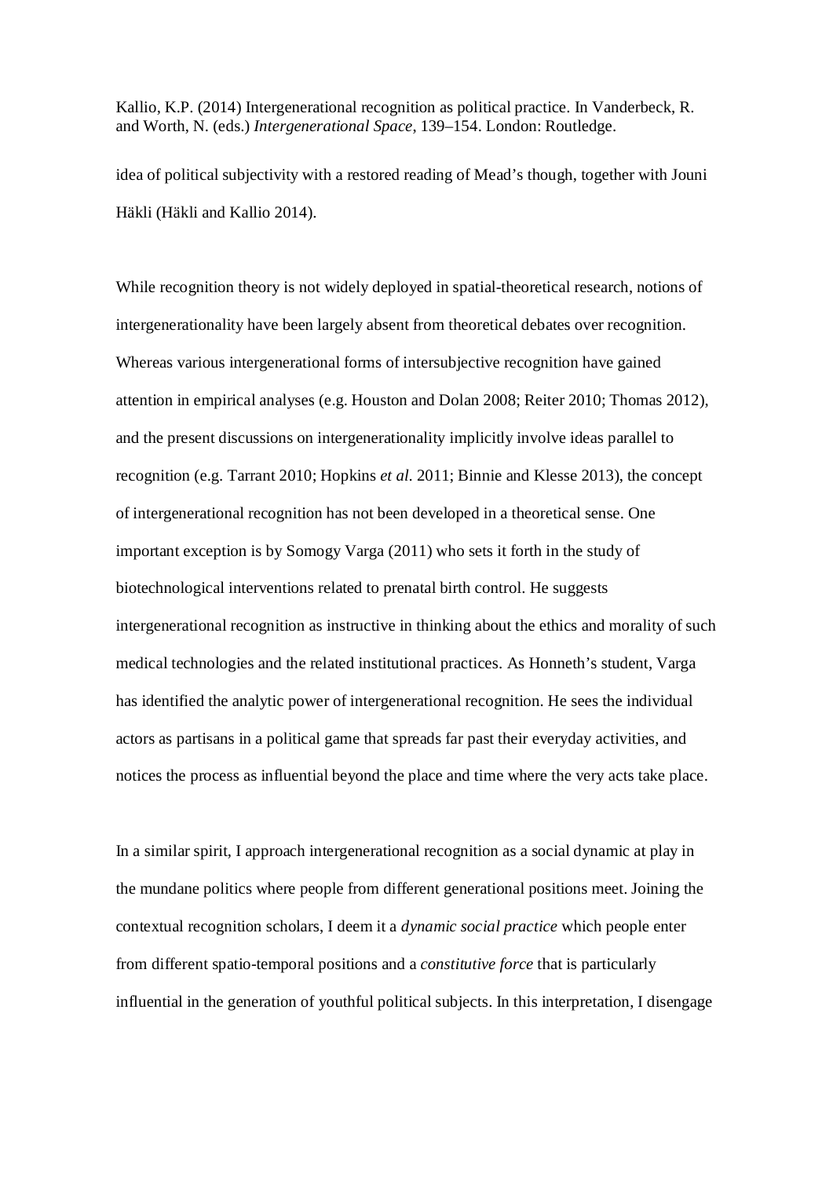idea of political subjectivity with a restored reading of Mead's though, together with Jouni Häkli (Häkli and Kallio 2014).

While recognition theory is not widely deployed in spatial-theoretical research, notions of intergenerationality have been largely absent from theoretical debates over recognition. Whereas various intergenerational forms of intersubjective recognition have gained attention in empirical analyses (e.g. Houston and Dolan 2008; Reiter 2010; Thomas 2012), and the present discussions on intergenerationality implicitly involve ideas parallel to recognition (e.g. Tarrant 2010; Hopkins *et al.* 2011; Binnie and Klesse 2013), the concept of intergenerational recognition has not been developed in a theoretical sense. One important exception is by Somogy Varga (2011) who sets it forth in the study of biotechnological interventions related to prenatal birth control. He suggests intergenerational recognition as instructive in thinking about the ethics and morality of such medical technologies and the related institutional practices. As Honneth's student, Varga has identified the analytic power of intergenerational recognition. He sees the individual actors as partisans in a political game that spreads far past their everyday activities, and notices the process as influential beyond the place and time where the very acts take place.

In a similar spirit, I approach intergenerational recognition as a social dynamic at play in the mundane politics where people from different generational positions meet. Joining the contextual recognition scholars, I deem it a *dynamic social practice* which people enter from different spatio-temporal positions and a *constitutive force* that is particularly influential in the generation of youthful political subjects. In this interpretation, I disengage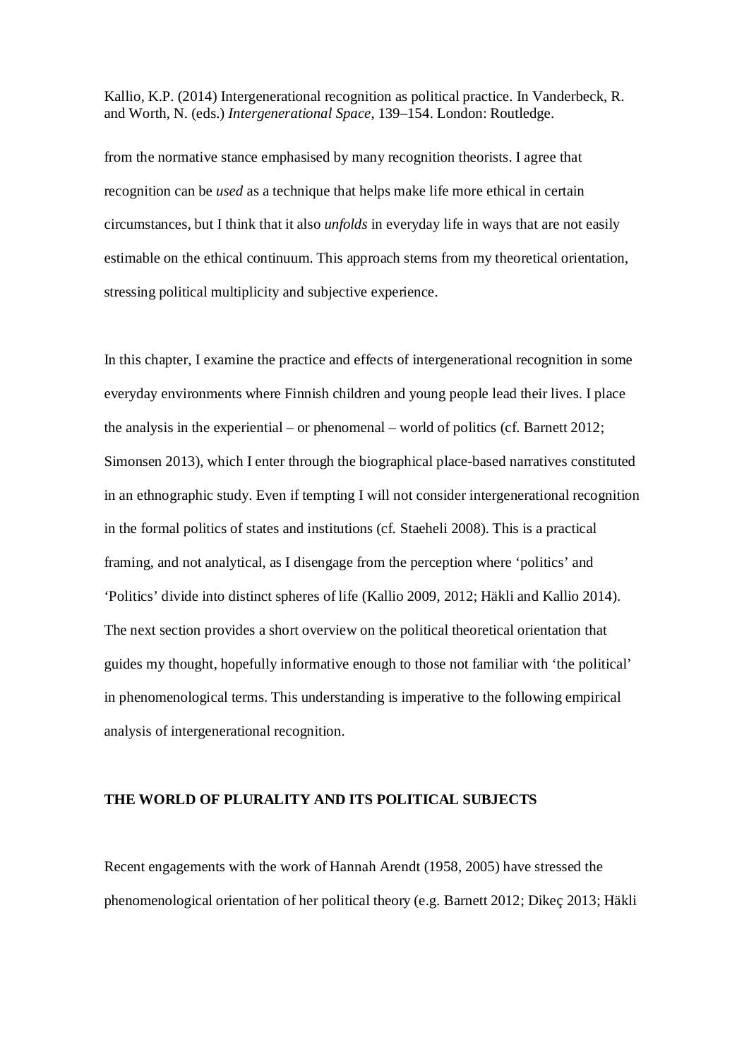from the normative stance emphasised by many recognition theorists. I agree that recognition can be *used* as a technique that helps make life more ethical in certain circumstances, but I think that it also *unfolds* in everyday life in ways that are not easily estimable on the ethical continuum. This approach stems from my theoretical orientation, stressing political multiplicity and subjective experience.

In this chapter, I examine the practice and effects of intergenerational recognition in some everyday environments where Finnish children and young people lead their lives. I place the analysis in the experiential – or phenomenal – world of politics (cf. Barnett 2012; Simonsen 2013), which I enter through the biographical place-based narratives constituted in an ethnographic study. Even if tempting I will not consider intergenerational recognition in the formal politics of states and institutions (cf. Staeheli 2008). This is a practical framing, and not analytical, as I disengage from the perception where 'politics' and 'Politics' divide into distinct spheres of life (Kallio 2009, 2012; Häkli and Kallio 2014). The next section provides a short overview on the political theoretical orientation that guides my thought, hopefully informative enough to those not familiar with 'the political' in phenomenological terms. This understanding is imperative to the following empirical analysis of intergenerational recognition.

## THE WORLD OF PLURALITY AND ITS POLITICAL SUBJECTS

Recent engagements with the work of Hannah Arendt (1958, 2005) have stressed the phenomenological orientation of her political theory (e.g. Barnett 2012; Dikeç 2013; Häkli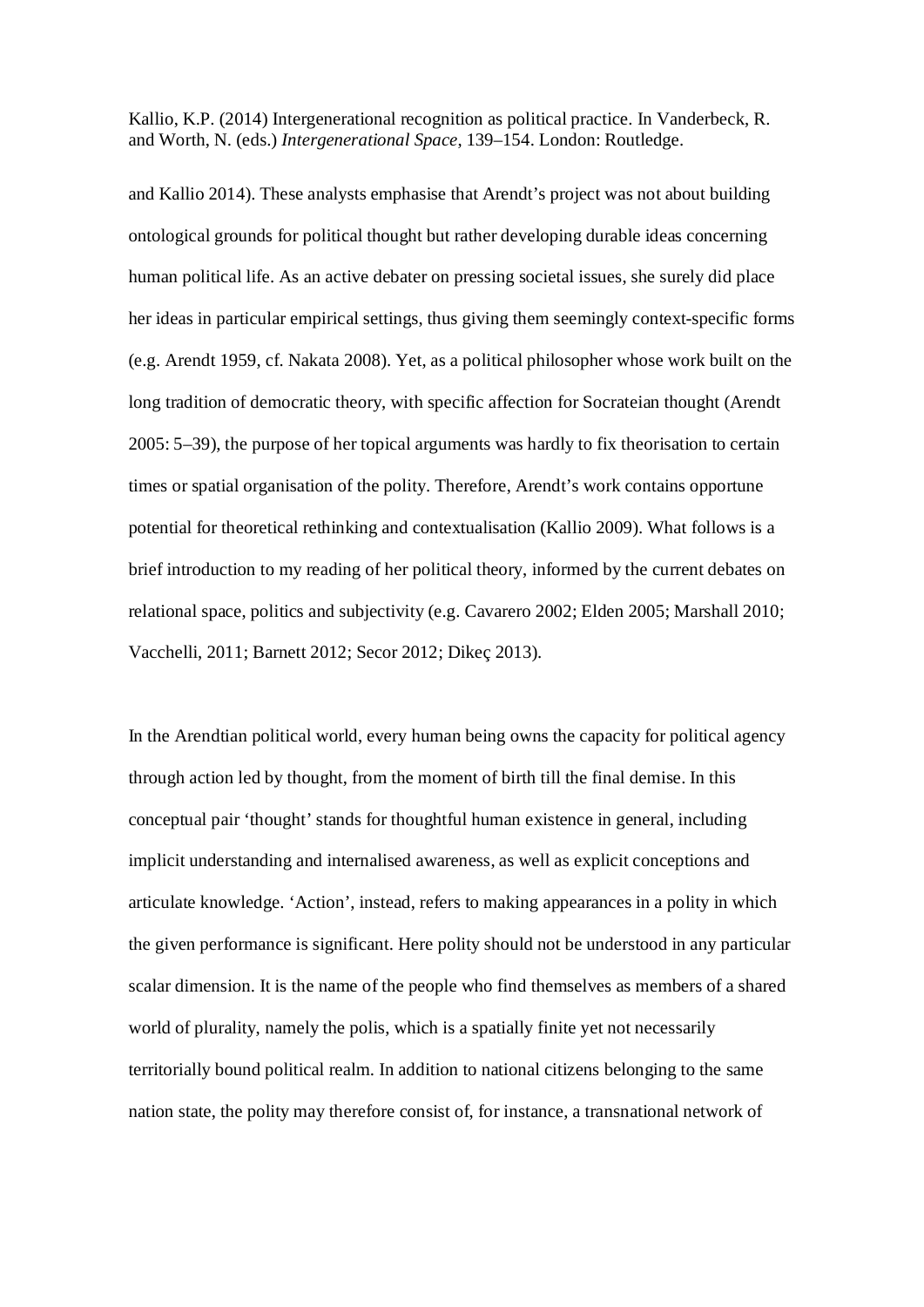and Kallio 2014). These analysts emphasise that Arendt's project was not about building ontological grounds for political thought but rather developing durable ideas concerning human political life. As an active debater on pressing societal issues, she surely did place her ideas in particular empirical settings, thus giving them seemingly context-specific forms (e.g. Arendt 1959, cf. Nakata 2008). Yet, as a political philosopher whose work built on the long tradition of democratic theory, with specific affection for Socrateian thought (Arendt 2005: 5–39), the purpose of her topical arguments was hardly to fix theorisation to certain times or spatial organisation of the polity. Therefore, Arendt's work contains opportune potential for theoretical rethinking and contextualisation (Kallio 2009). What follows is a brief introduction to my reading of her political theory, informed by the current debates on relational space, politics and subjectivity (e.g. Cavarero 2002; Elden 2005; Marshall 2010; Vacchelli, 2011; Barnett 2012; Secor 2012; Dikeç 2013).

In the Arendtian political world, every human being owns the capacity for political agency through action led by thought, from the moment of birth till the final demise. In this conceptual pair 'thought' stands for thoughtful human existence in general, including implicit understanding and internalised awareness, as well as explicit conceptions and articulate knowledge. 'Action', instead, refers to making appearances in a polity in which the given performance is significant. Here polity should not be understood in any particular scalar dimension. It is the name of the people who find themselves as members of a shared world of plurality, namely the polis, which is a spatially finite yet not necessarily territorially bound political realm. In addition to national citizens belonging to the same nation state, the polity may therefore consist of, for instance, a transnational network of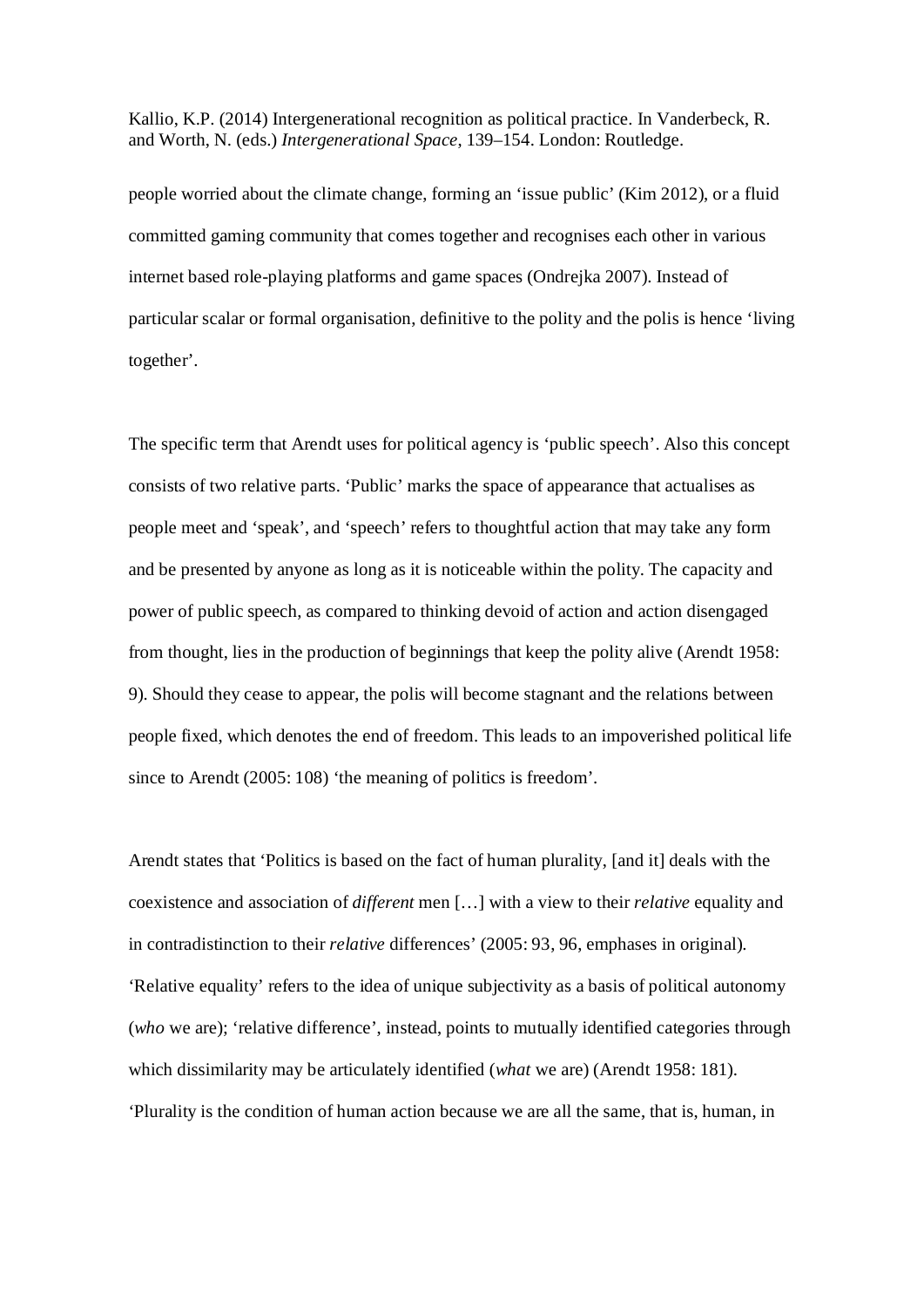people worried about the climate change, forming an 'issue public' (Kim 2012), or a fluid committed gaming community that comes together and recognises each other in various internet based role-playing platforms and game spaces (Ondrejka 2007). Instead of particular scalar or formal organisation, definitive to the polity and the polis is hence 'living together'.

The specific term that Arendt uses for political agency is 'public speech'. Also this concept consists of two relative parts. 'Public' marks the space of appearance that actualises as people meet and 'speak', and 'speech' refers to thoughtful action that may take any form and be presented by anyone as long as it is noticeable within the polity. The capacity and power of public speech, as compared to thinking devoid of action and action disengaged from thought, lies in the production of beginnings that keep the polity alive (Arendt 1958: 9). Should they cease to appear, the polis will become stagnant and the relations between people fixed, which denotes the end of freedom. This leads to an impoverished political life since to Arendt (2005: 108) 'the meaning of politics is freedom'.

Arendt states that 'Politics is based on the fact of human plurality, [and it] deals with the coexistence and association of *different* men […] with a view to their *relative* equality and in contradistinction to their *relative* differences' (2005: 93, 96, emphases in original). 'Relative equality' refers to the idea of unique subjectivity as a basis of political autonomy (*who* we are); 'relative difference', instead, points to mutually identified categories through which dissimilarity may be articulately identified (*what* we are) (Arendt 1958: 181). 'Plurality is the condition of human action because we are all the same, that is, human, in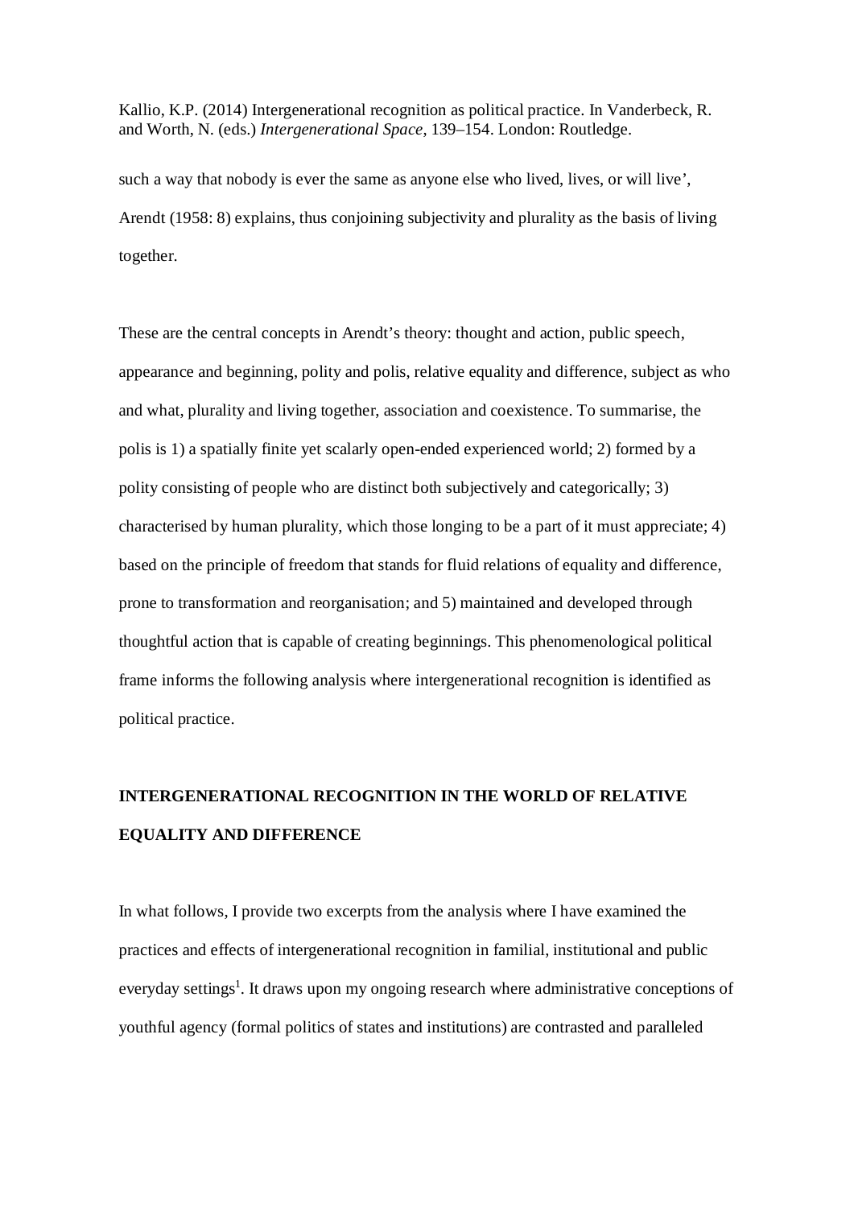such a way that nobody is ever the same as anyone else who lived, lives, or will live', Arendt (1958: 8) explains, thus conjoining subjectivity and plurality as the basis of living together.

These are the central concepts in Arendt's theory: thought and action, public speech, appearance and beginning, polity and polis, relative equality and difference, subject as who and what, plurality and living together, association and coexistence. To summarise, the polis is 1) a spatially finite yet scalarly open-ended experienced world; 2) formed by a polity consisting of people who are distinct both subjectively and categorically; 3) characterised by human plurality, which those longing to be a part of it must appreciate; 4) based on the principle of freedom that stands for fluid relations of equality and difference, prone to transformation and reorganisation; and 5) maintained and developed through thoughtful action that is capable of creating beginnings. This phenomenological political frame informs the following analysis where intergenerational recognition is identified as political practice.

## INTERGENERATIONAL RECOGNITION IN THE WORLD OF RELATIVE EQUALITY AND DIFFERENCE

In what follows, I provide two excerpts from the analysis where I have examined the practices and effects of intergenerational recognition in familial, institutional and public everyday settings[1]. It draws upon my ongoing research where administrative conceptions of youthful agency (formal politics of states and institutions) are contrasted and paralleled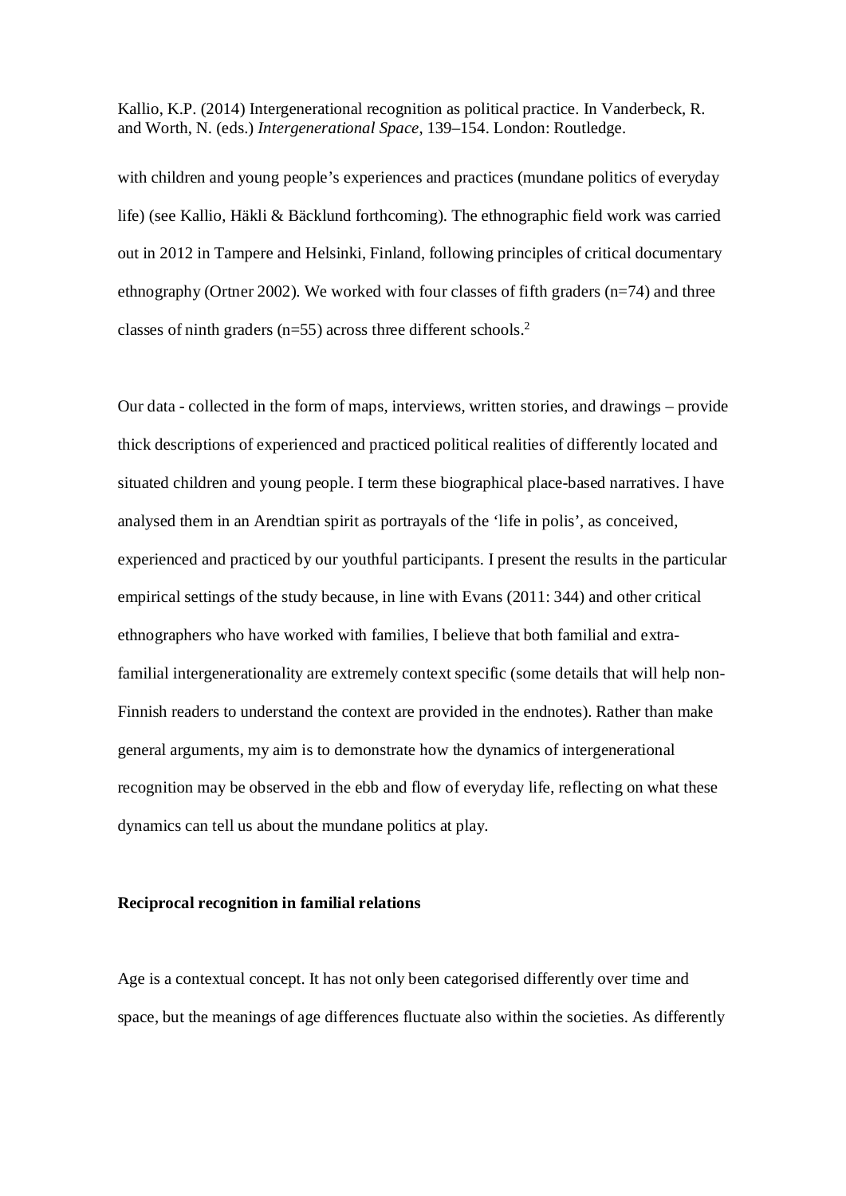with children and young people's experiences and practices (mundane politics of everyday life) (see Kallio, Häkli & Bäcklund forthcoming). The ethnographic field work was carried out in 2012 in Tampere and Helsinki, Finland, following principles of critical documentary ethnography (Ortner 2002). We worked with four classes of fifth graders (n=74) and three classes of ninth graders (n=55) across three different schools.[2]

Our data - collected in the form of maps, interviews, written stories, and drawings – provide thick descriptions of experienced and practiced political realities of differently located and situated children and young people. I term these biographical place-based narratives. I have analysed them in an Arendtian spirit as portrayals of the 'life in polis', as conceived, experienced and practiced by our youthful participants. I present the results in the particular empirical settings of the study because, in line with Evans (2011: 344) and other critical ethnographers who have worked with families, I believe that both familial and extra-familial intergenerationality are extremely context specific (some details that will help non-Finnish readers to understand the context are provided in the endnotes). Rather than make general arguments, my aim is to demonstrate how the dynamics of intergenerational recognition may be observed in the ebb and flow of everyday life, reflecting on what these dynamics can tell us about the mundane politics at play.

## Reciprocal recognition in familial relations

Age is a contextual concept. It has not only been categorised differently over time and space, but the meanings of age differences fluctuate also within the societies. As differently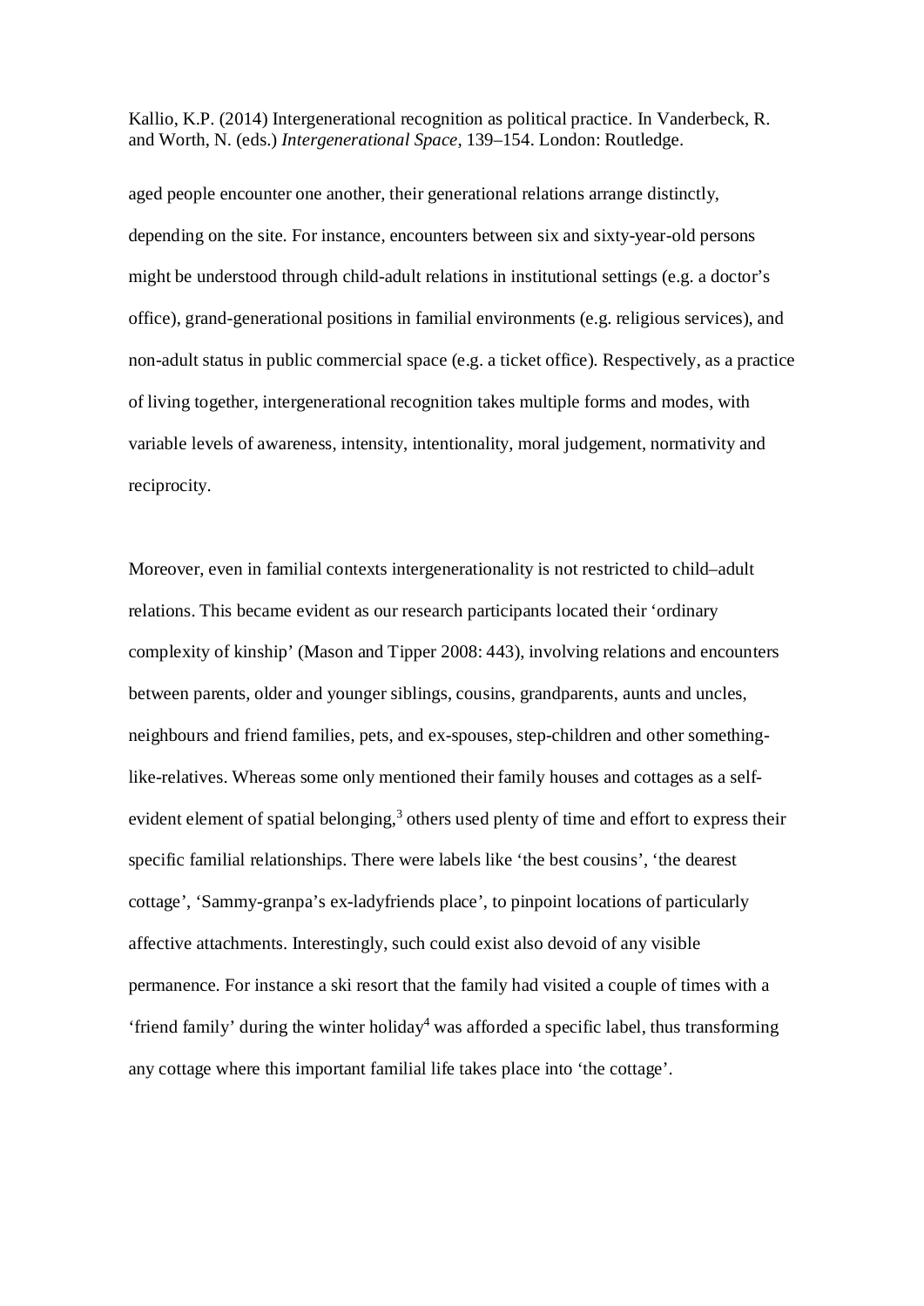aged people encounter one another, their generational relations arrange distinctly, depending on the site. For instance, encounters between six and sixty-year-old persons might be understood through child-adult relations in institutional settings (e.g. a doctor's office), grand-generational positions in familial environments (e.g. religious services), and non-adult status in public commercial space (e.g. a ticket office). Respectively, as a practice of living together, intergenerational recognition takes multiple forms and modes, with variable levels of awareness, intensity, intentionality, moral judgement, normativity and reciprocity.

Moreover, even in familial contexts intergenerationality is not restricted to child–adult relations. This became evident as our research participants located their 'ordinary complexity of kinship' (Mason and Tipper 2008: 443), involving relations and encounters between parents, older and younger siblings, cousins, grandparents, aunts and uncles, neighbours and friend families, pets, and ex-spouses, step-children and other something-like-relatives. Whereas some only mentioned their family houses and cottages as a self-evident element of spatial belonging,[3] others used plenty of time and effort to express their specific familial relationships. There were labels like 'the best cousins', 'the dearest cottage', 'Sammy-granpa's ex-ladyfriends place', to pinpoint locations of particularly affective attachments. Interestingly, such could exist also devoid of any visible permanence. For instance a ski resort that the family had visited a couple of times with a 'friend family' during the winter holiday[4] was afforded a specific label, thus transforming any cottage where this important familial life takes place into 'the cottage'.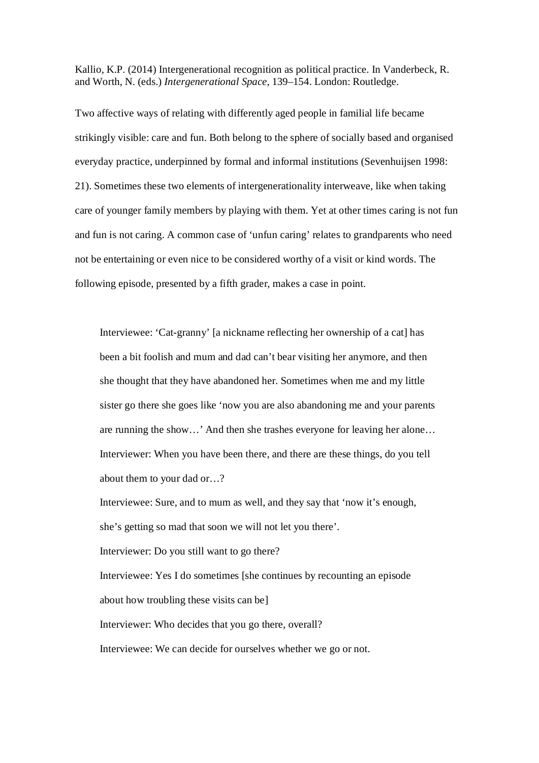Kallio, K.P. (2014) Intergenerational recognition as political practice. In Vanderbeck, R. and Worth, N. (eds.) *Intergenerational Space*, 139–154. London: Routledge.

Two affective ways of relating with differently aged people in familial life became strikingly visible: care and fun. Both belong to the sphere of socially based and organised everyday practice, underpinned by formal and informal institutions (Sevenhuijsen 1998: 21). Sometimes these two elements of intergenerationality interweave, like when taking care of younger family members by playing with them. Yet at other times caring is not fun and fun is not caring. A common case of 'unfun caring' relates to grandparents who need not be entertaining or even nice to be considered worthy of a visit or kind words. The following episode, presented by a fifth grader, makes a case in point.

> Interviewee: 'Cat-granny' [a nickname reflecting her ownership of a cat] has been a bit foolish and mum and dad can't bear visiting her anymore, and then she thought that they have abandoned her. Sometimes when me and my little sister go there she goes like 'now you are also abandoning me and your parents are running the show…' And then she trashes everyone for leaving her alone…
>
> Interviewer: When you have been there, and there are these things, do you tell about them to your dad or…?
>
> Interviewee: Sure, and to mum as well, and they say that 'now it's enough, she's getting so mad that soon we will not let you there'.
>
> Interviewer: Do you still want to go there?
>
> Interviewee: Yes I do sometimes [she continues by recounting an episode about how troubling these visits can be]
>
> Interviewer: Who decides that you go there, overall?
>
> Interviewee: We can decide for ourselves whether we go or not.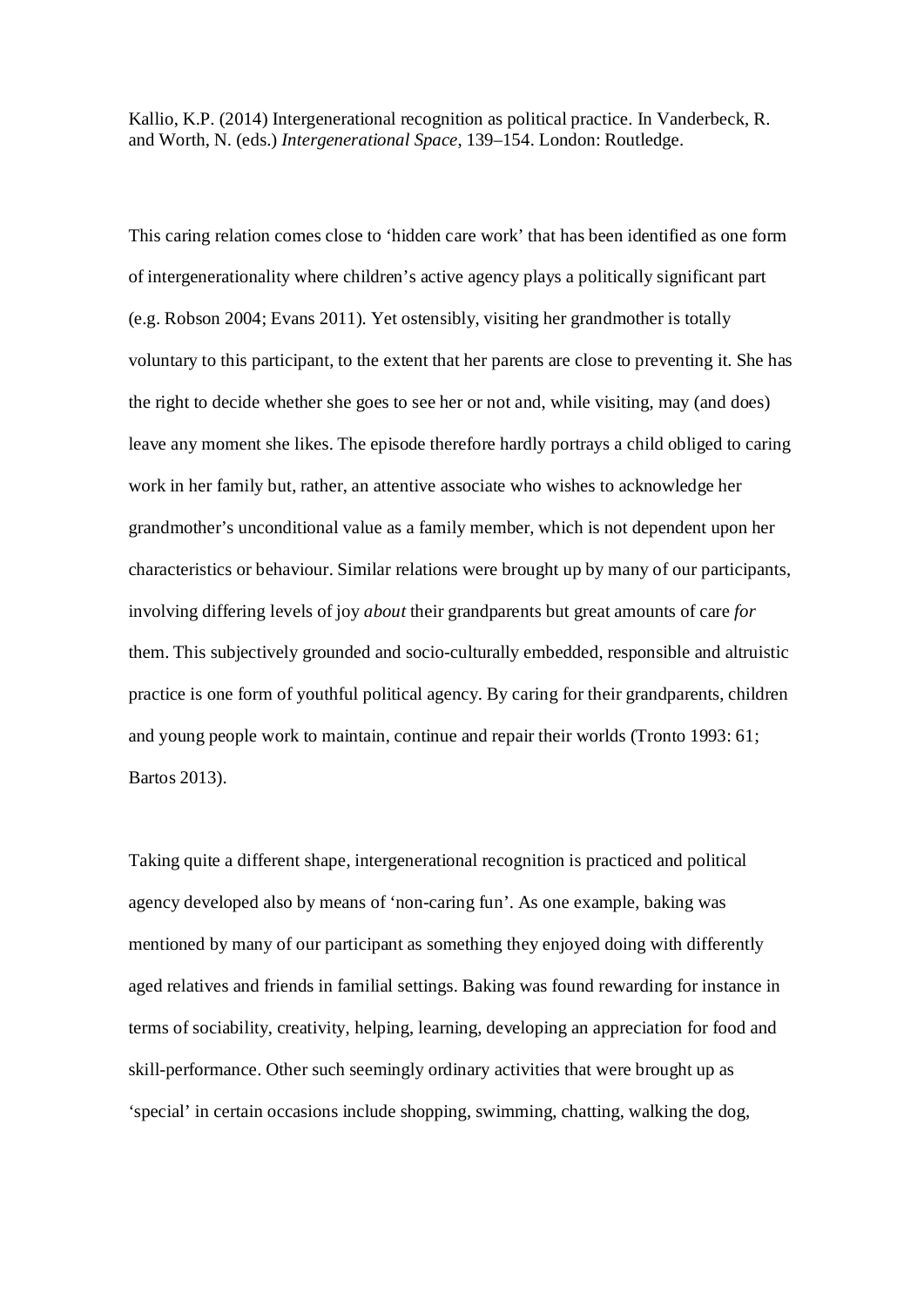Kallio, K.P. (2014) Intergenerational recognition as political practice. In Vanderbeck, R. and Worth, N. (eds.) *Intergenerational Space*, 139–154. London: Routledge.

This caring relation comes close to 'hidden care work' that has been identified as one form of intergenerationality where children's active agency plays a politically significant part (e.g. Robson 2004; Evans 2011). Yet ostensibly, visiting her grandmother is totally voluntary to this participant, to the extent that her parents are close to preventing it. She has the right to decide whether she goes to see her or not and, while visiting, may (and does) leave any moment she likes. The episode therefore hardly portrays a child obliged to caring work in her family but, rather, an attentive associate who wishes to acknowledge her grandmother's unconditional value as a family member, which is not dependent upon her characteristics or behaviour. Similar relations were brought up by many of our participants, involving differing levels of joy *about* their grandparents but great amounts of care *for* them. This subjectively grounded and socio-culturally embedded, responsible and altruistic practice is one form of youthful political agency. By caring for their grandparents, children and young people work to maintain, continue and repair their worlds (Tronto 1993: 61; Bartos 2013).

Taking quite a different shape, intergenerational recognition is practiced and political agency developed also by means of 'non-caring fun'. As one example, baking was mentioned by many of our participant as something they enjoyed doing with differently aged relatives and friends in familial settings. Baking was found rewarding for instance in terms of sociability, creativity, helping, learning, developing an appreciation for food and skill-performance. Other such seemingly ordinary activities that were brought up as 'special' in certain occasions include shopping, swimming, chatting, walking the dog,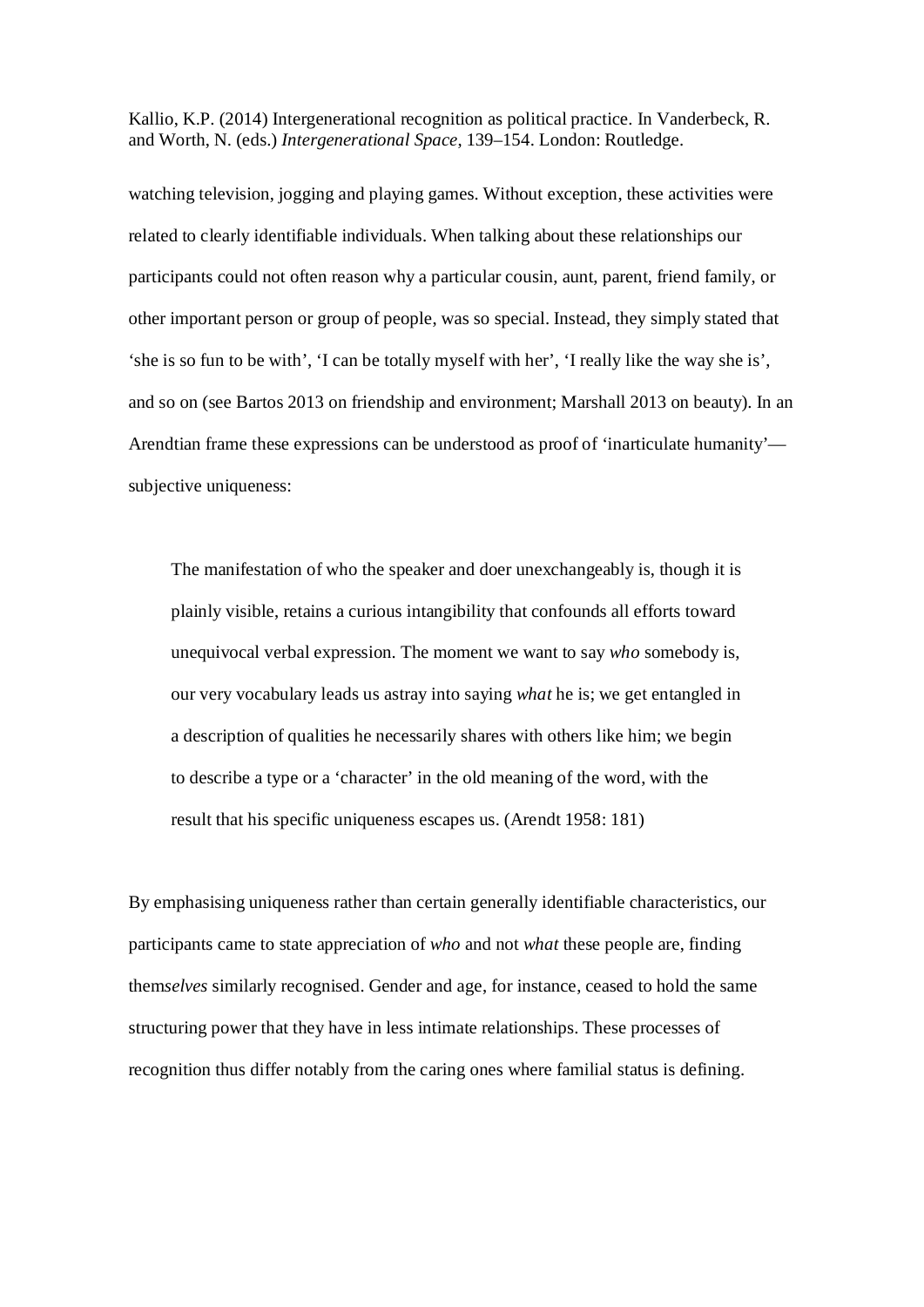watching television, jogging and playing games. Without exception, these activities were related to clearly identifiable individuals. When talking about these relationships our participants could not often reason why a particular cousin, aunt, parent, friend family, or other important person or group of people, was so special. Instead, they simply stated that 'she is so fun to be with', 'I can be totally myself with her', 'I really like the way she is', and so on (see Bartos 2013 on friendship and environment; Marshall 2013 on beauty). In an Arendtian frame these expressions can be understood as proof of 'inarticulate humanity'—subjective uniqueness:

> The manifestation of who the speaker and doer unexchangeably is, though it is plainly visible, retains a curious intangibility that confounds all efforts toward unequivocal verbal expression. The moment we want to say *who* somebody is, our very vocabulary leads us astray into saying *what* he is; we get entangled in a description of qualities he necessarily shares with others like him; we begin to describe a type or a 'character' in the old meaning of the word, with the result that his specific uniqueness escapes us. (Arendt 1958: 181)

By emphasising uniqueness rather than certain generally identifiable characteristics, our participants came to state appreciation of *who* and not *what* these people are, finding them*selves* similarly recognised. Gender and age, for instance, ceased to hold the same structuring power that they have in less intimate relationships. These processes of recognition thus differ notably from the caring ones where familial status is defining.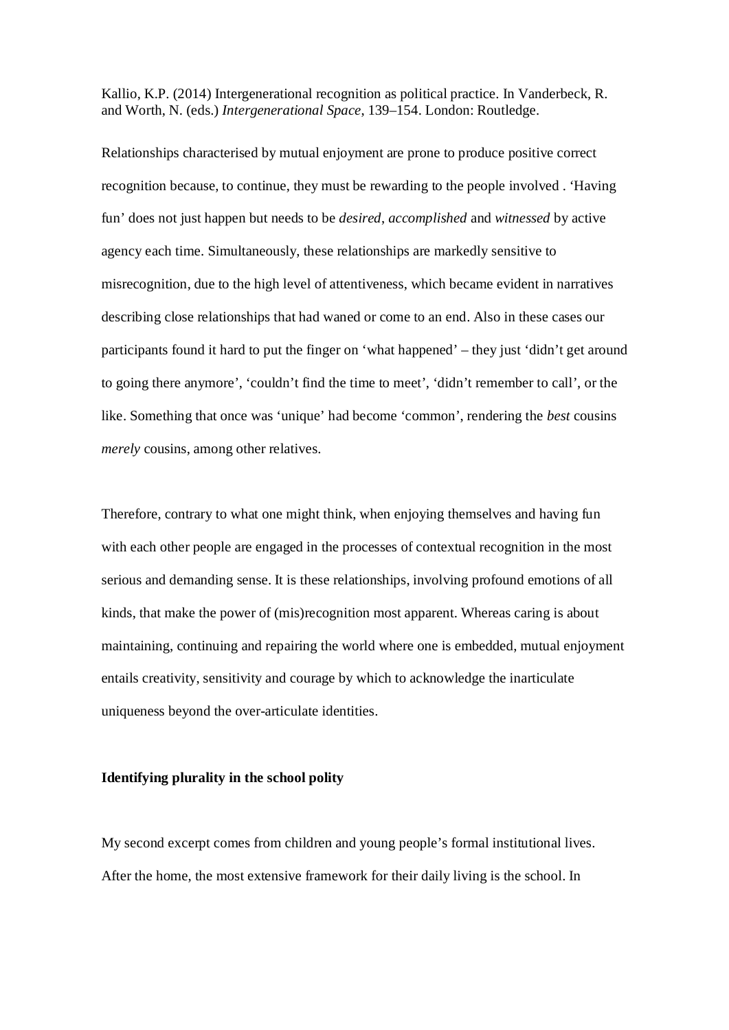Kallio, K.P. (2014) Intergenerational recognition as political practice. In Vanderbeck, R. and Worth, N. (eds.) *Intergenerational Space*, 139–154. London: Routledge.

Relationships characterised by mutual enjoyment are prone to produce positive correct recognition because, to continue, they must be rewarding to the people involved . 'Having fun' does not just happen but needs to be *desired*, *accomplished* and *witnessed* by active agency each time. Simultaneously, these relationships are markedly sensitive to misrecognition, due to the high level of attentiveness, which became evident in narratives describing close relationships that had waned or come to an end. Also in these cases our participants found it hard to put the finger on 'what happened' – they just 'didn't get around to going there anymore', 'couldn't find the time to meet', 'didn't remember to call', or the like. Something that once was 'unique' had become 'common', rendering the *best* cousins *merely* cousins, among other relatives.

Therefore, contrary to what one might think, when enjoying themselves and having fun with each other people are engaged in the processes of contextual recognition in the most serious and demanding sense. It is these relationships, involving profound emotions of all kinds, that make the power of (mis)recognition most apparent. Whereas caring is about maintaining, continuing and repairing the world where one is embedded, mutual enjoyment entails creativity, sensitivity and courage by which to acknowledge the inarticulate uniqueness beyond the over-articulate identities.

**Identifying plurality in the school polity**

My second excerpt comes from children and young people's formal institutional lives. After the home, the most extensive framework for their daily living is the school. In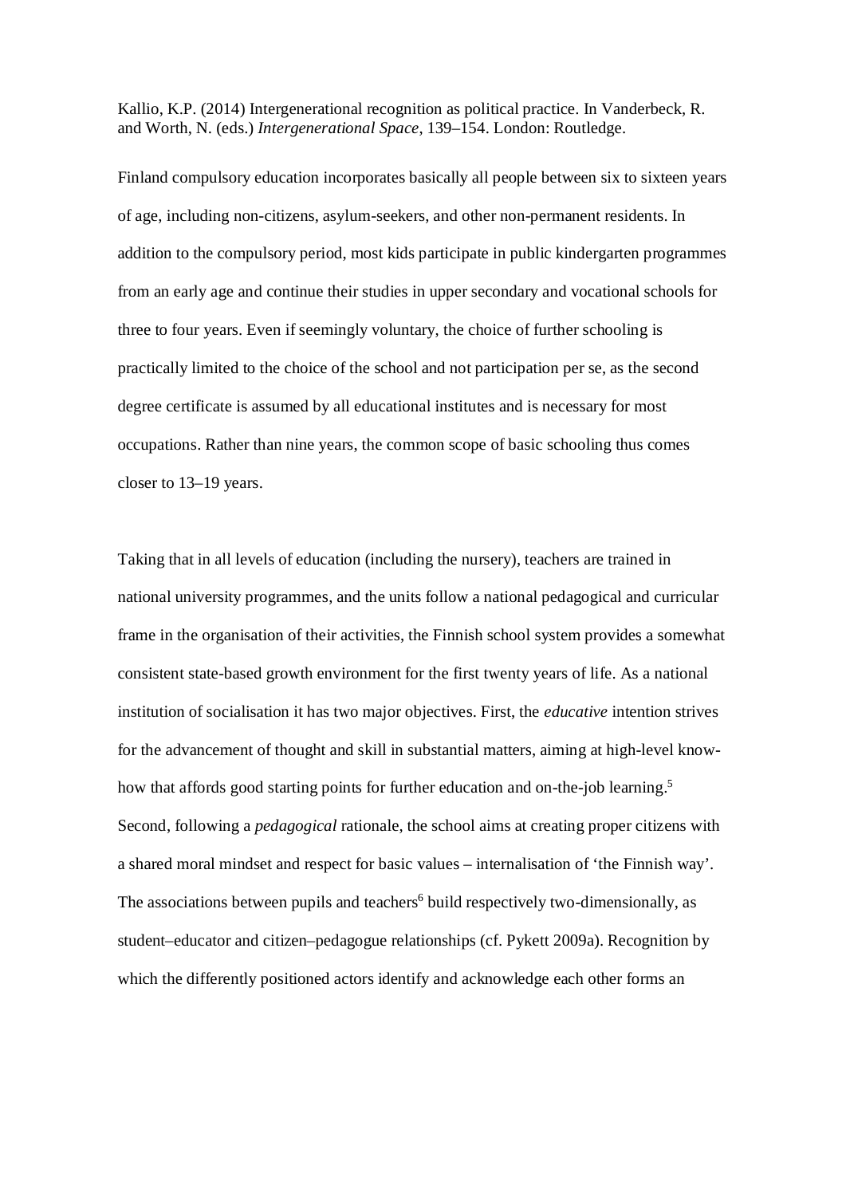Kallio, K.P. (2014) Intergenerational recognition as political practice. In Vanderbeck, R. and Worth, N. (eds.) *Intergenerational Space*, 139–154. London: Routledge.

Finland compulsory education incorporates basically all people between six to sixteen years of age, including non-citizens, asylum-seekers, and other non-permanent residents. In addition to the compulsory period, most kids participate in public kindergarten programmes from an early age and continue their studies in upper secondary and vocational schools for three to four years. Even if seemingly voluntary, the choice of further schooling is practically limited to the choice of the school and not participation per se, as the second degree certificate is assumed by all educational institutes and is necessary for most occupations. Rather than nine years, the common scope of basic schooling thus comes closer to 13–19 years.

Taking that in all levels of education (including the nursery), teachers are trained in national university programmes, and the units follow a national pedagogical and curricular frame in the organisation of their activities, the Finnish school system provides a somewhat consistent state-based growth environment for the first twenty years of life. As a national institution of socialisation it has two major objectives. First, the *educative* intention strives for the advancement of thought and skill in substantial matters, aiming at high-level know-how that affords good starting points for further education and on-the-job learning.[5] Second, following a *pedagogical* rationale, the school aims at creating proper citizens with a shared moral mindset and respect for basic values – internalisation of 'the Finnish way'. The associations between pupils and teachers[6] build respectively two-dimensionally, as student–educator and citizen–pedagogue relationships (cf. Pykett 2009a). Recognition by which the differently positioned actors identify and acknowledge each other forms an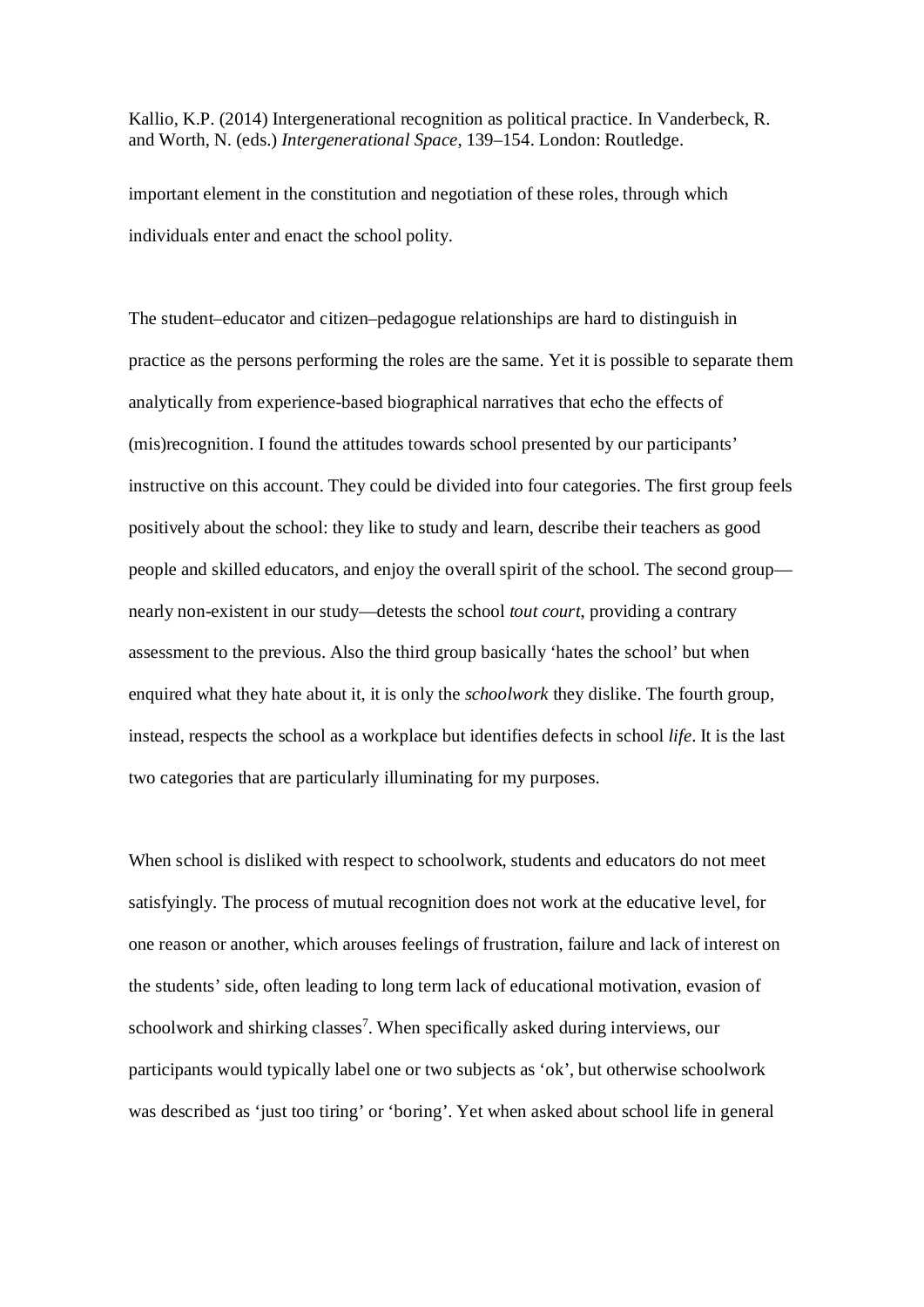important element in the constitution and negotiation of these roles, through which individuals enter and enact the school polity.

The student–educator and citizen–pedagogue relationships are hard to distinguish in practice as the persons performing the roles are the same. Yet it is possible to separate them analytically from experience-based biographical narratives that echo the effects of (mis)recognition. I found the attitudes towards school presented by our participants' instructive on this account. They could be divided into four categories. The first group feels positively about the school: they like to study and learn, describe their teachers as good people and skilled educators, and enjoy the overall spirit of the school. The second group—nearly non-existent in our study—detests the school *tout court*, providing a contrary assessment to the previous. Also the third group basically 'hates the school' but when enquired what they hate about it, it is only the *schoolwork* they dislike. The fourth group, instead, respects the school as a workplace but identifies defects in school *life*. It is the last two categories that are particularly illuminating for my purposes.

When school is disliked with respect to schoolwork, students and educators do not meet satisfyingly. The process of mutual recognition does not work at the educative level, for one reason or another, which arouses feelings of frustration, failure and lack of interest on the students' side, often leading to long term lack of educational motivation, evasion of schoolwork and shirking classes[7]. When specifically asked during interviews, our participants would typically label one or two subjects as 'ok', but otherwise schoolwork was described as 'just too tiring' or 'boring'. Yet when asked about school life in general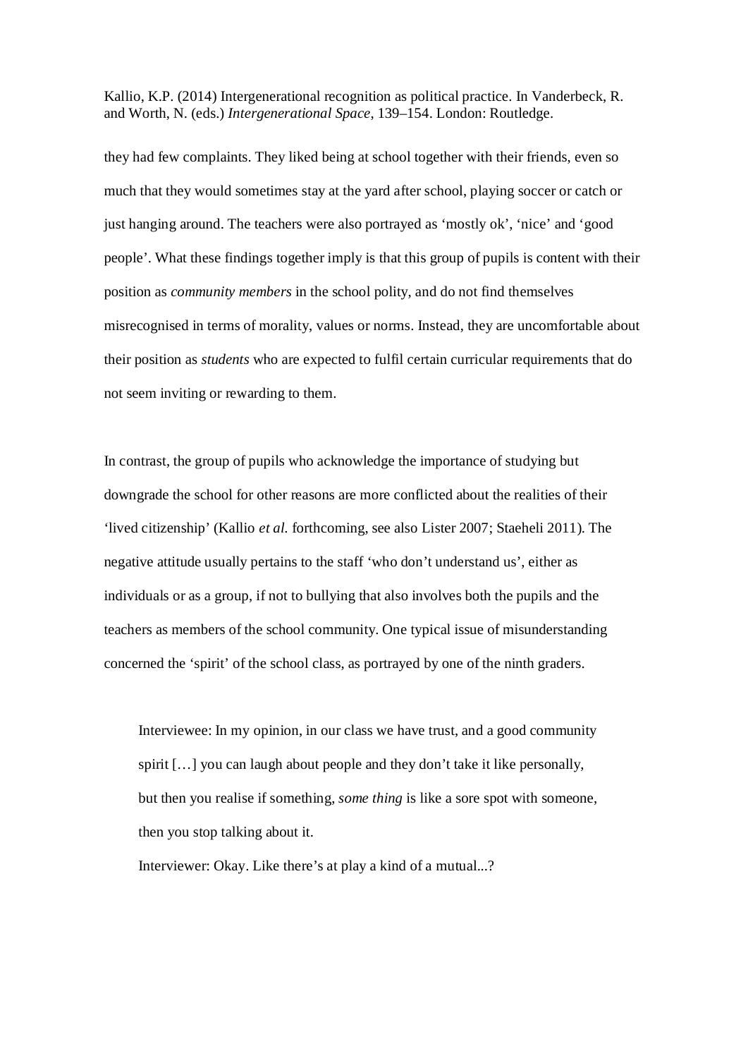they had few complaints. They liked being at school together with their friends, even so much that they would sometimes stay at the yard after school, playing soccer or catch or just hanging around. The teachers were also portrayed as 'mostly ok', 'nice' and 'good people'. What these findings together imply is that this group of pupils is content with their position as *community members* in the school polity, and do not find themselves misrecognised in terms of morality, values or norms. Instead, they are uncomfortable about their position as *students* who are expected to fulfil certain curricular requirements that do not seem inviting or rewarding to them.

In contrast, the group of pupils who acknowledge the importance of studying but downgrade the school for other reasons are more conflicted about the realities of their 'lived citizenship' (Kallio *et al.* forthcoming, see also Lister 2007; Staeheli 2011). The negative attitude usually pertains to the staff 'who don't understand us', either as individuals or as a group, if not to bullying that also involves both the pupils and the teachers as members of the school community. One typical issue of misunderstanding concerned the 'spirit' of the school class, as portrayed by one of the ninth graders.

> Interviewee: In my opinion, in our class we have trust, and a good community spirit […] you can laugh about people and they don't take it like personally, but then you realise if something, *some thing* is like a sore spot with someone, then you stop talking about it.
>
> Interviewer: Okay. Like there's at play a kind of a mutual...?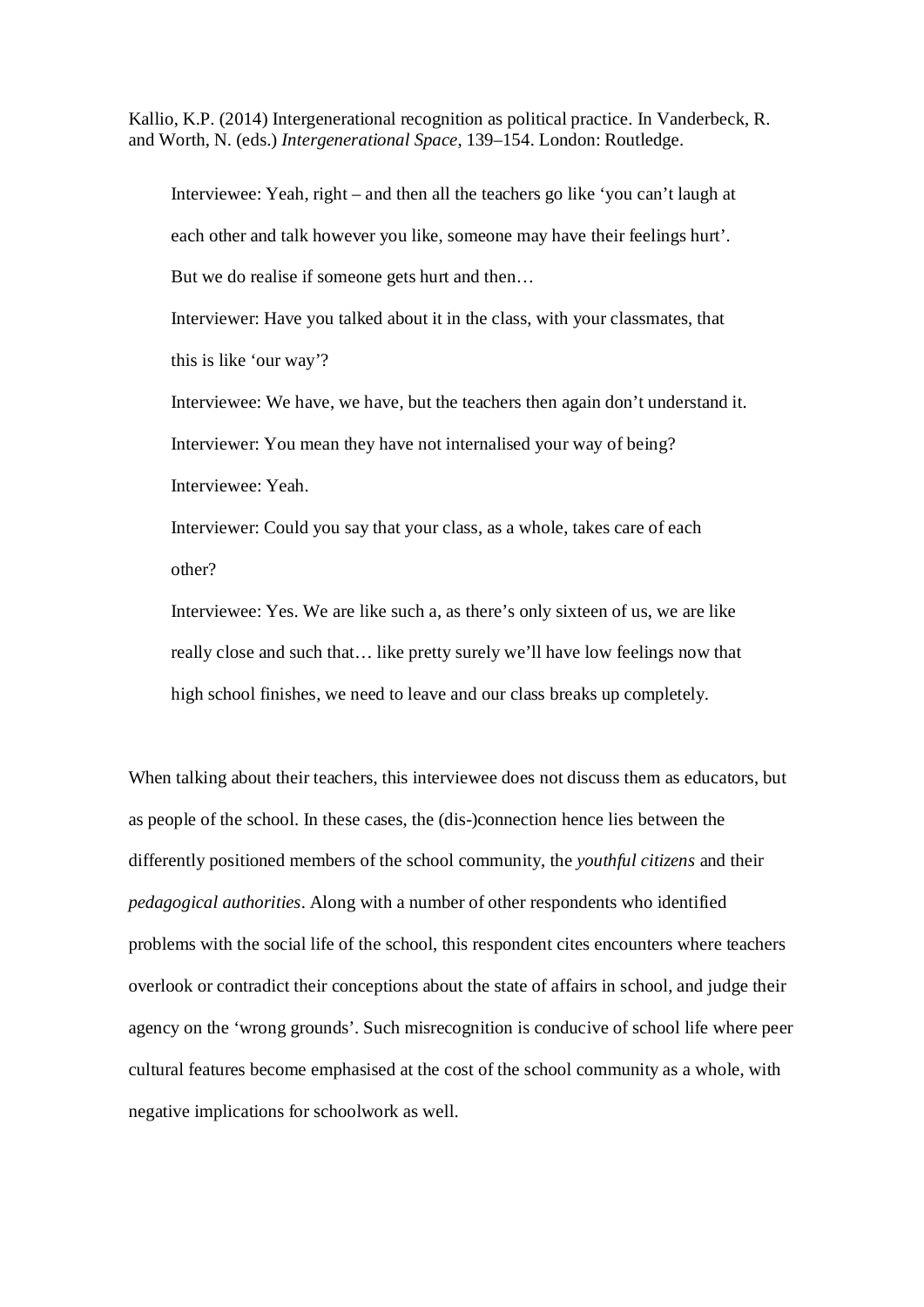> Interviewee: Yeah, right – and then all the teachers go like 'you can't laugh at each other and talk however you like, someone may have their feelings hurt'. But we do realise if someone gets hurt and then…
>
> Interviewer: Have you talked about it in the class, with your classmates, that this is like 'our way'?
>
> Interviewee: We have, we have, but the teachers then again don't understand it.
>
> Interviewer: You mean they have not internalised your way of being?
>
> Interviewee: Yeah.
>
> Interviewer: Could you say that your class, as a whole, takes care of each other?
>
> Interviewee: Yes. We are like such a, as there's only sixteen of us, we are like really close and such that… like pretty surely we'll have low feelings now that high school finishes, we need to leave and our class breaks up completely.

When talking about their teachers, this interviewee does not discuss them as educators, but as people of the school. In these cases, the (dis-)connection hence lies between the differently positioned members of the school community, the *youthful citizens* and their *pedagogical authorities*. Along with a number of other respondents who identified problems with the social life of the school, this respondent cites encounters where teachers overlook or contradict their conceptions about the state of affairs in school, and judge their agency on the 'wrong grounds'. Such misrecognition is conducive of school life where peer cultural features become emphasised at the cost of the school community as a whole, with negative implications for schoolwork as well.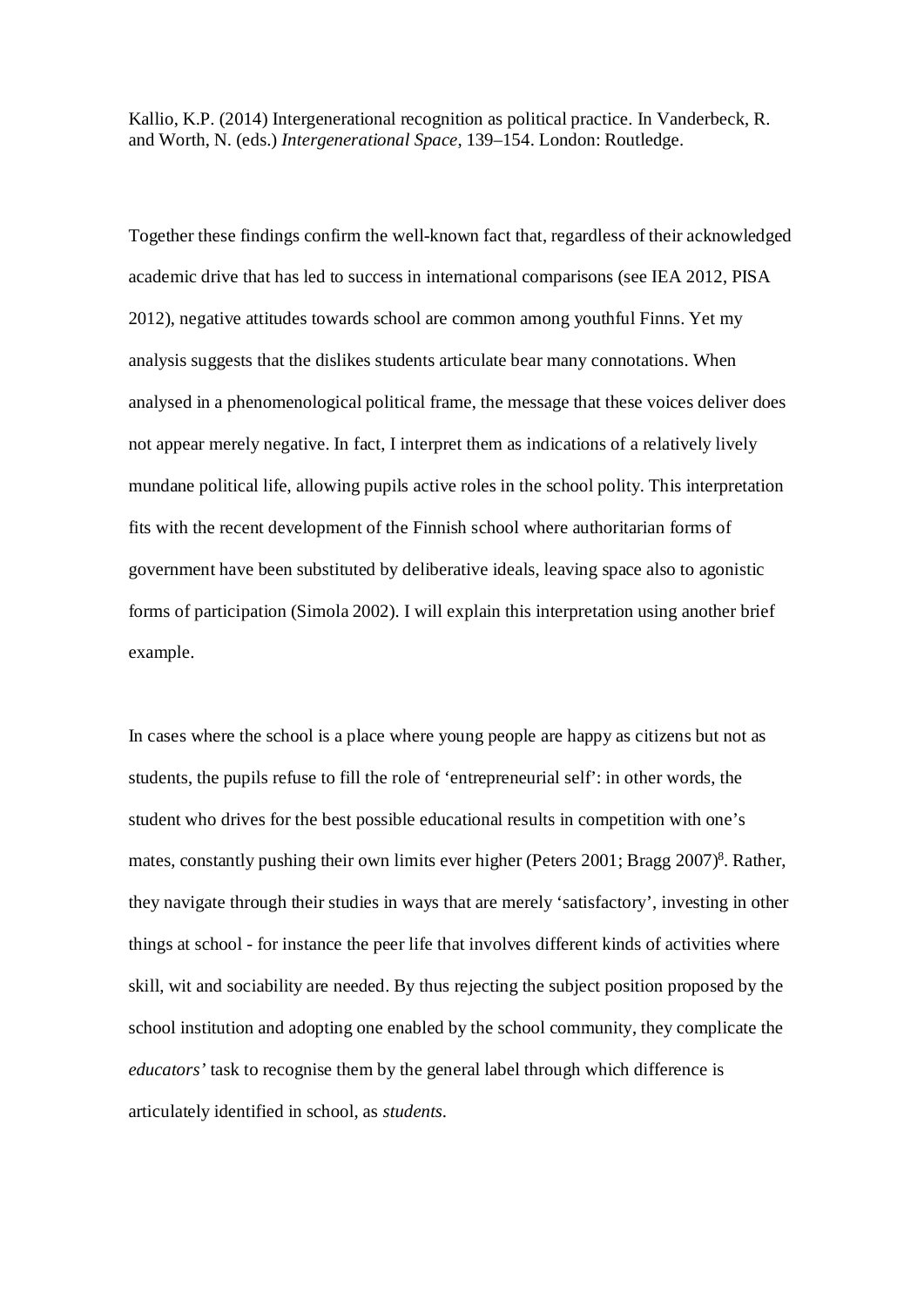Kallio, K.P. (2014) Intergenerational recognition as political practice. In Vanderbeck, R. and Worth, N. (eds.) *Intergenerational Space*, 139–154. London: Routledge.

Together these findings confirm the well-known fact that, regardless of their acknowledged academic drive that has led to success in international comparisons (see IEA 2012, PISA 2012), negative attitudes towards school are common among youthful Finns. Yet my analysis suggests that the dislikes students articulate bear many connotations. When analysed in a phenomenological political frame, the message that these voices deliver does not appear merely negative. In fact, I interpret them as indications of a relatively lively mundane political life, allowing pupils active roles in the school polity. This interpretation fits with the recent development of the Finnish school where authoritarian forms of government have been substituted by deliberative ideals, leaving space also to agonistic forms of participation (Simola 2002). I will explain this interpretation using another brief example.

In cases where the school is a place where young people are happy as citizens but not as students, the pupils refuse to fill the role of 'entrepreneurial self': in other words, the student who drives for the best possible educational results in competition with one's mates, constantly pushing their own limits ever higher (Peters 2001; Bragg 2007)[8]. Rather, they navigate through their studies in ways that are merely 'satisfactory', investing in other things at school - for instance the peer life that involves different kinds of activities where skill, wit and sociability are needed. By thus rejecting the subject position proposed by the school institution and adopting one enabled by the school community, they complicate the *educators'* task to recognise them by the general label through which difference is articulately identified in school, as *students*.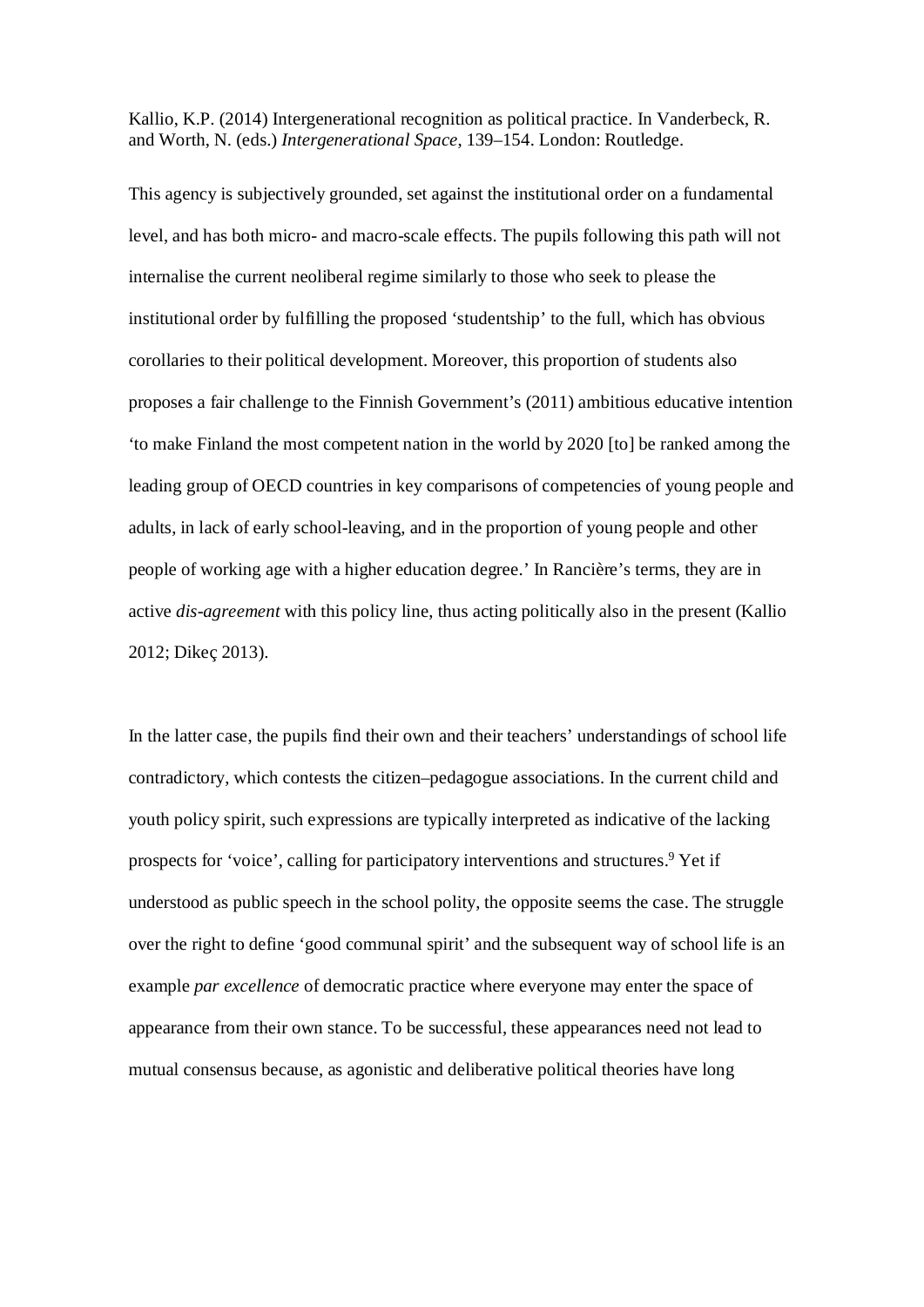Kallio, K.P. (2014) Intergenerational recognition as political practice. In Vanderbeck, R. and Worth, N. (eds.) *Intergenerational Space*, 139–154. London: Routledge.

This agency is subjectively grounded, set against the institutional order on a fundamental level, and has both micro- and macro-scale effects. The pupils following this path will not internalise the current neoliberal regime similarly to those who seek to please the institutional order by fulfilling the proposed 'studentship' to the full, which has obvious corollaries to their political development. Moreover, this proportion of students also proposes a fair challenge to the Finnish Government's (2011) ambitious educative intention 'to make Finland the most competent nation in the world by 2020 [to] be ranked among the leading group of OECD countries in key comparisons of competencies of young people and adults, in lack of early school-leaving, and in the proportion of young people and other people of working age with a higher education degree.' In Rancière's terms, they are in active *dis-agreement* with this policy line, thus acting politically also in the present (Kallio 2012; Dikeç 2013).

In the latter case, the pupils find their own and their teachers' understandings of school life contradictory, which contests the citizen–pedagogue associations. In the current child and youth policy spirit, such expressions are typically interpreted as indicative of the lacking prospects for 'voice', calling for participatory interventions and structures.[9] Yet if understood as public speech in the school polity, the opposite seems the case. The struggle over the right to define 'good communal spirit' and the subsequent way of school life is an example *par excellence* of democratic practice where everyone may enter the space of appearance from their own stance. To be successful, these appearances need not lead to mutual consensus because, as agonistic and deliberative political theories have long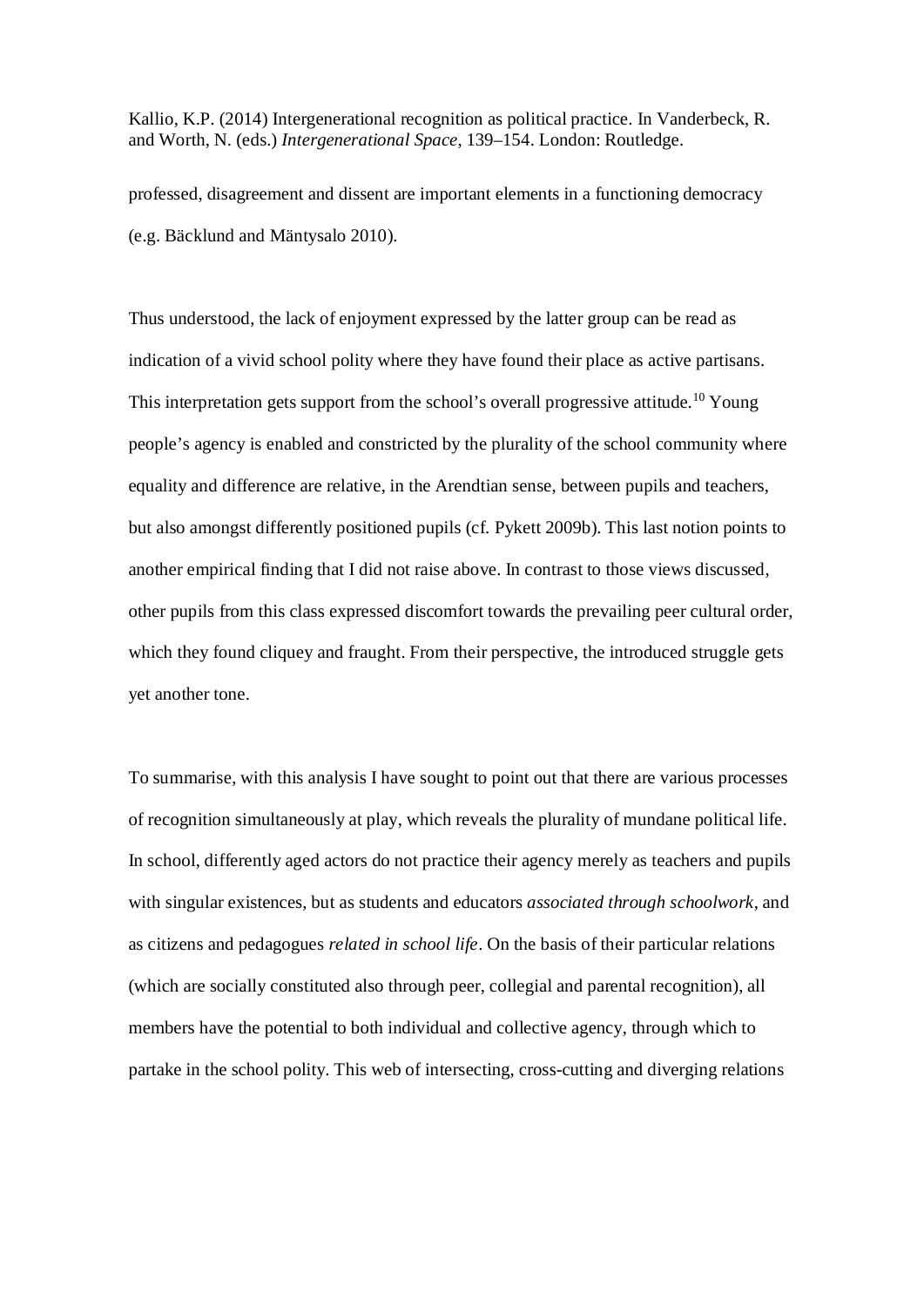professed, disagreement and dissent are important elements in a functioning democracy (e.g. Bäcklund and Mäntysalo 2010).

Thus understood, the lack of enjoyment expressed by the latter group can be read as indication of a vivid school polity where they have found their place as active partisans. This interpretation gets support from the school's overall progressive attitude.[10] Young people's agency is enabled and constricted by the plurality of the school community where equality and difference are relative, in the Arendtian sense, between pupils and teachers, but also amongst differently positioned pupils (cf. Pykett 2009b). This last notion points to another empirical finding that I did not raise above. In contrast to those views discussed, other pupils from this class expressed discomfort towards the prevailing peer cultural order, which they found cliquey and fraught. From their perspective, the introduced struggle gets yet another tone.

To summarise, with this analysis I have sought to point out that there are various processes of recognition simultaneously at play, which reveals the plurality of mundane political life. In school, differently aged actors do not practice their agency merely as teachers and pupils with singular existences, but as students and educators *associated through schoolwork*, and as citizens and pedagogues *related in school life*. On the basis of their particular relations (which are socially constituted also through peer, collegial and parental recognition), all members have the potential to both individual and collective agency, through which to partake in the school polity. This web of intersecting, cross-cutting and diverging relations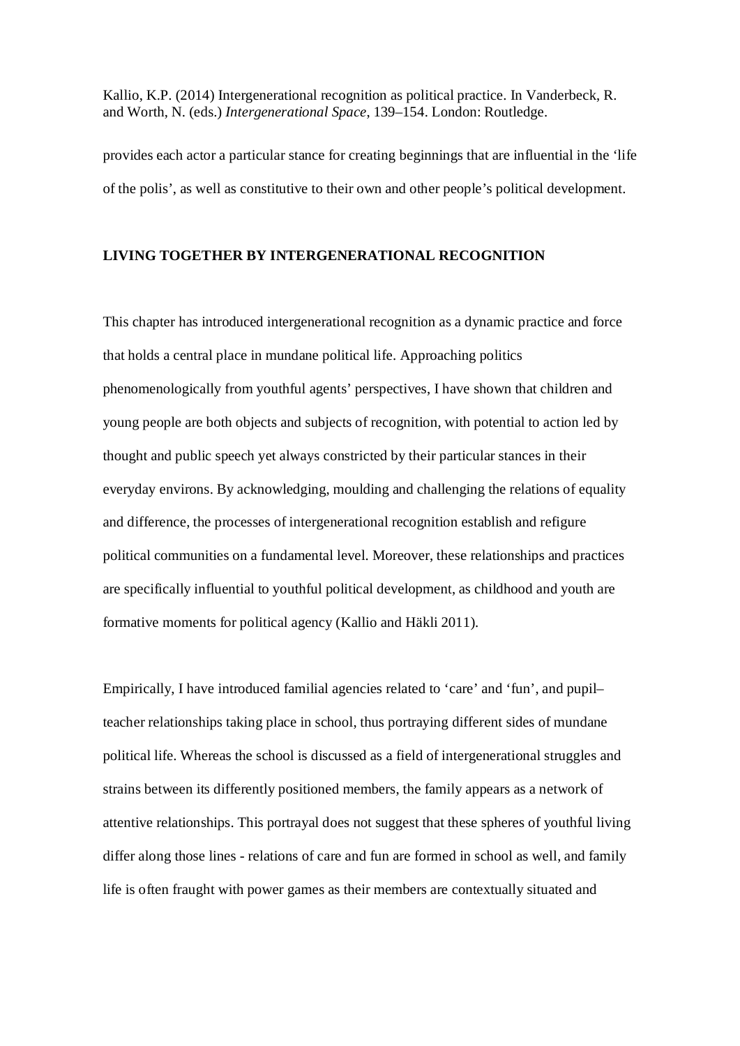provides each actor a particular stance for creating beginnings that are influential in the 'life of the polis', as well as constitutive to their own and other people's political development.

## LIVING TOGETHER BY INTERGENERATIONAL RECOGNITION

This chapter has introduced intergenerational recognition as a dynamic practice and force that holds a central place in mundane political life. Approaching politics phenomenologically from youthful agents' perspectives, I have shown that children and young people are both objects and subjects of recognition, with potential to action led by thought and public speech yet always constricted by their particular stances in their everyday environs. By acknowledging, moulding and challenging the relations of equality and difference, the processes of intergenerational recognition establish and refigure political communities on a fundamental level. Moreover, these relationships and practices are specifically influential to youthful political development, as childhood and youth are formative moments for political agency (Kallio and Häkli 2011).

Empirically, I have introduced familial agencies related to 'care' and 'fun', and pupil–teacher relationships taking place in school, thus portraying different sides of mundane political life. Whereas the school is discussed as a field of intergenerational struggles and strains between its differently positioned members, the family appears as a network of attentive relationships. This portrayal does not suggest that these spheres of youthful living differ along those lines - relations of care and fun are formed in school as well, and family life is often fraught with power games as their members are contextually situated and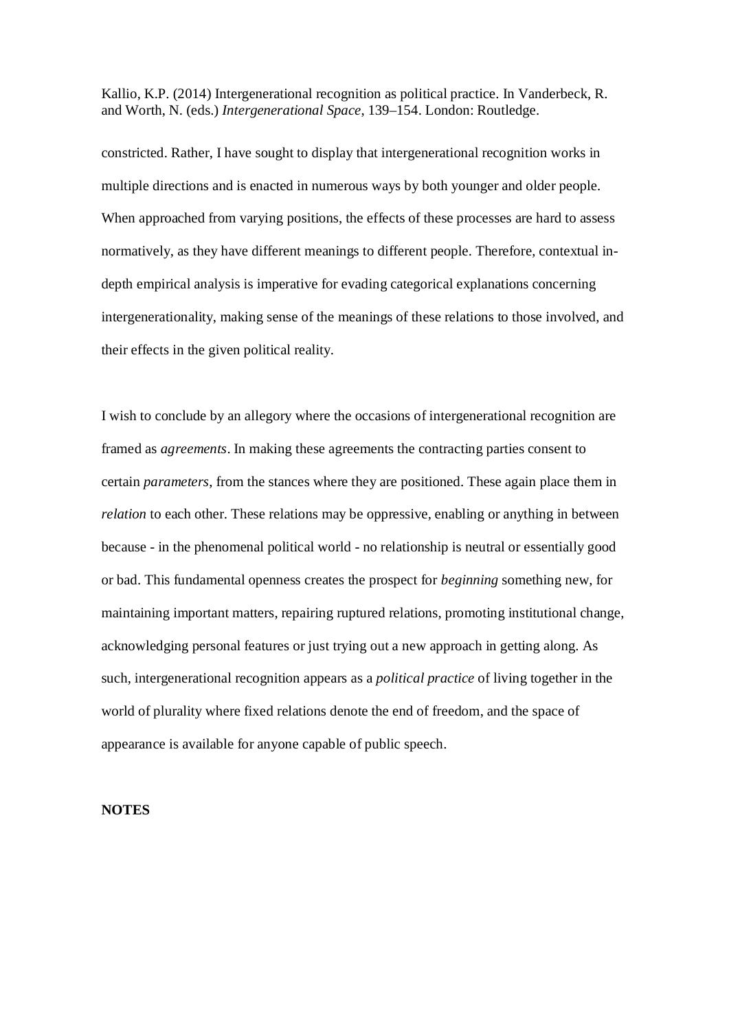constricted. Rather, I have sought to display that intergenerational recognition works in multiple directions and is enacted in numerous ways by both younger and older people. When approached from varying positions, the effects of these processes are hard to assess normatively, as they have different meanings to different people. Therefore, contextual in-depth empirical analysis is imperative for evading categorical explanations concerning intergenerationality, making sense of the meanings of these relations to those involved, and their effects in the given political reality.

I wish to conclude by an allegory where the occasions of intergenerational recognition are framed as *agreements*. In making these agreements the contracting parties consent to certain *parameters*, from the stances where they are positioned. These again place them in *relation* to each other. These relations may be oppressive, enabling or anything in between because - in the phenomenal political world - no relationship is neutral or essentially good or bad. This fundamental openness creates the prospect for *beginning* something new, for maintaining important matters, repairing ruptured relations, promoting institutional change, acknowledging personal features or just trying out a new approach in getting along. As such, intergenerational recognition appears as a *political practice* of living together in the world of plurality where fixed relations denote the end of freedom, and the space of appearance is available for anyone capable of public speech.

**NOTES**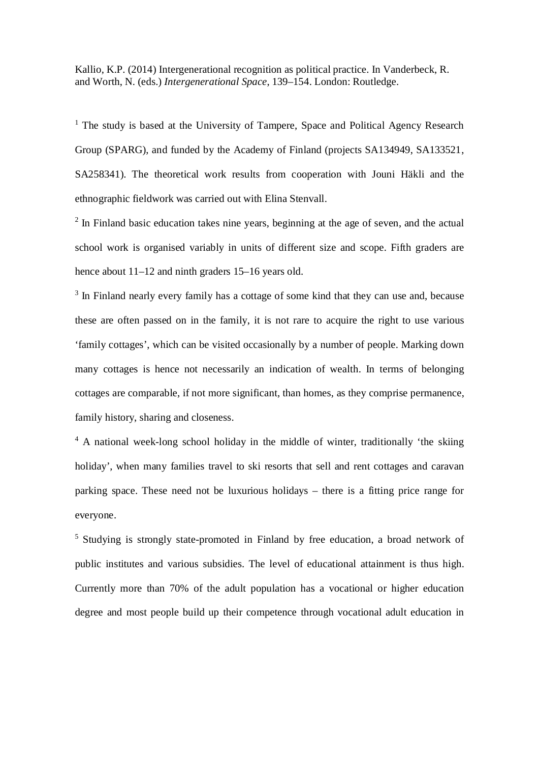Kallio, K.P. (2014) Intergenerational recognition as political practice. In Vanderbeck, R. and Worth, N. (eds.) *Intergenerational Space*, 139–154. London: Routledge.

[1] The study is based at the University of Tampere, Space and Political Agency Research Group (SPARG), and funded by the Academy of Finland (projects SA134949, SA133521, SA258341). The theoretical work results from cooperation with Jouni Häkli and the ethnographic fieldwork was carried out with Elina Stenvall.

[2] In Finland basic education takes nine years, beginning at the age of seven, and the actual school work is organised variably in units of different size and scope. Fifth graders are hence about 11–12 and ninth graders 15–16 years old.

[3] In Finland nearly every family has a cottage of some kind that they can use and, because these are often passed on in the family, it is not rare to acquire the right to use various 'family cottages', which can be visited occasionally by a number of people. Marking down many cottages is hence not necessarily an indication of wealth. In terms of belonging cottages are comparable, if not more significant, than homes, as they comprise permanence, family history, sharing and closeness.

[4] A national week-long school holiday in the middle of winter, traditionally 'the skiing holiday', when many families travel to ski resorts that sell and rent cottages and caravan parking space. These need not be luxurious holidays – there is a fitting price range for everyone.

[5] Studying is strongly state-promoted in Finland by free education, a broad network of public institutes and various subsidies. The level of educational attainment is thus high. Currently more than 70% of the adult population has a vocational or higher education degree and most people build up their competence through vocational adult education in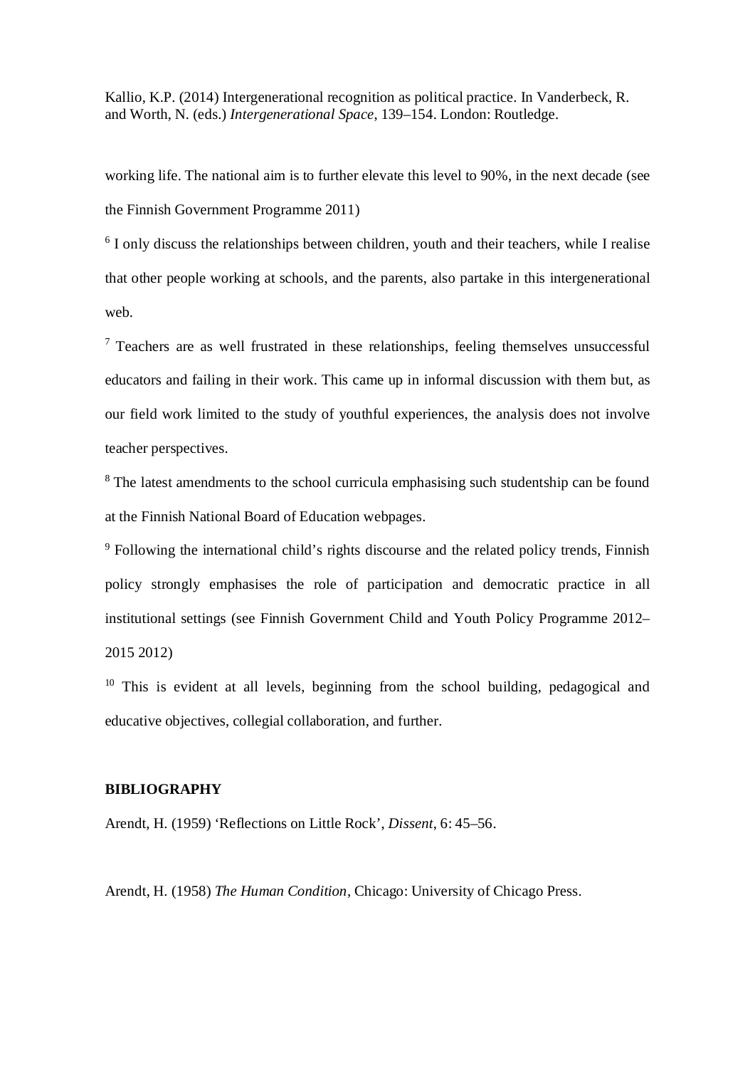working life. The national aim is to further elevate this level to 90%, in the next decade (see the Finnish Government Programme 2011)

[6] I only discuss the relationships between children, youth and their teachers, while I realise that other people working at schools, and the parents, also partake in this intergenerational web.

[7] Teachers are as well frustrated in these relationships, feeling themselves unsuccessful educators and failing in their work. This came up in informal discussion with them but, as our field work limited to the study of youthful experiences, the analysis does not involve teacher perspectives.

[8] The latest amendments to the school curricula emphasising such studentship can be found at the Finnish National Board of Education webpages.

[9] Following the international child's rights discourse and the related policy trends, Finnish policy strongly emphasises the role of participation and democratic practice in all institutional settings (see Finnish Government Child and Youth Policy Programme 2012–2015 2012)

[10] This is evident at all levels, beginning from the school building, pedagogical and educative objectives, collegial collaboration, and further.

**BIBLIOGRAPHY**

Arendt, H. (1959) 'Reflections on Little Rock', *Dissent*, 6: 45–56.

Arendt, H. (1958) *The Human Condition*, Chicago: University of Chicago Press.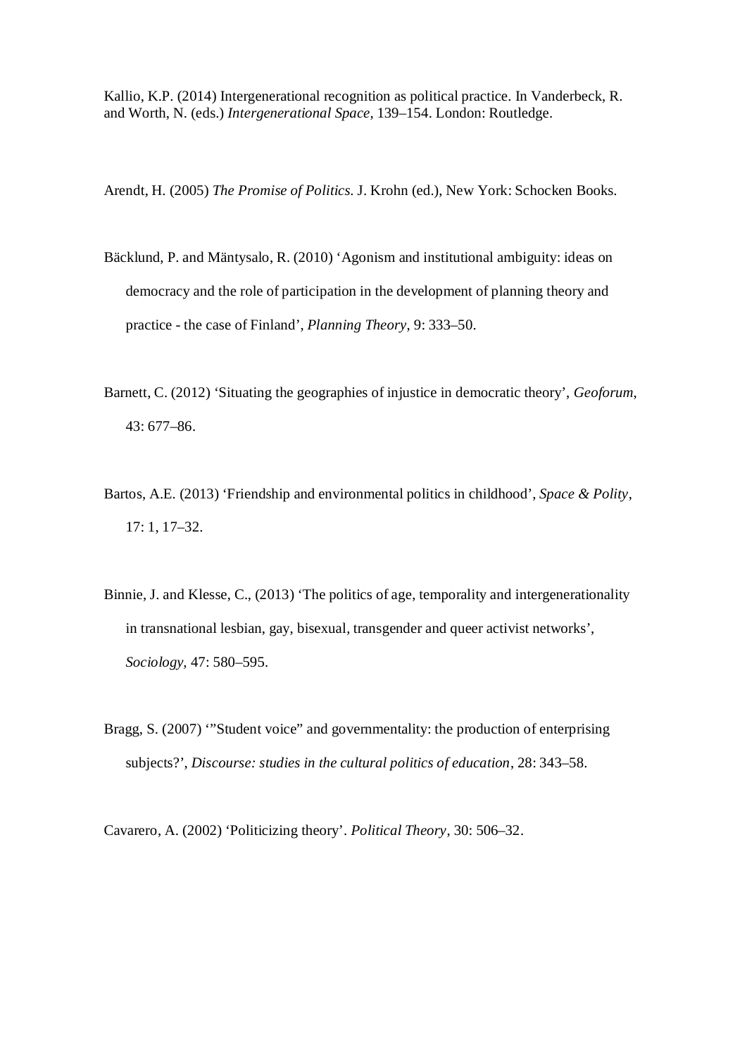Kallio, K.P. (2014) Intergenerational recognition as political practice. In Vanderbeck, R. and Worth, N. (eds.) *Intergenerational Space*, 139–154. London: Routledge.

Arendt, H. (2005) *The Promise of Politics.* J. Krohn (ed.), New York: Schocken Books.

Bäcklund, P. and Mäntysalo, R. (2010) 'Agonism and institutional ambiguity: ideas on democracy and the role of participation in the development of planning theory and practice - the case of Finland', *Planning Theory*, 9: 333–50.

Barnett, C. (2012) 'Situating the geographies of injustice in democratic theory', *Geoforum*, 43: 677–86.

Bartos, A.E. (2013) 'Friendship and environmental politics in childhood', *Space & Polity*, 17: 1, 17–32.

Binnie, J. and Klesse, C., (2013) 'The politics of age, temporality and intergenerationality in transnational lesbian, gay, bisexual, transgender and queer activist networks', *Sociology*, 47: 580–595.

Bragg, S. (2007) '"Student voice" and governmentality: the production of enterprising subjects?', *Discourse: studies in the cultural politics of education*, 28: 343–58.

Cavarero, A. (2002) 'Politicizing theory'. *Political Theory*, 30: 506–32.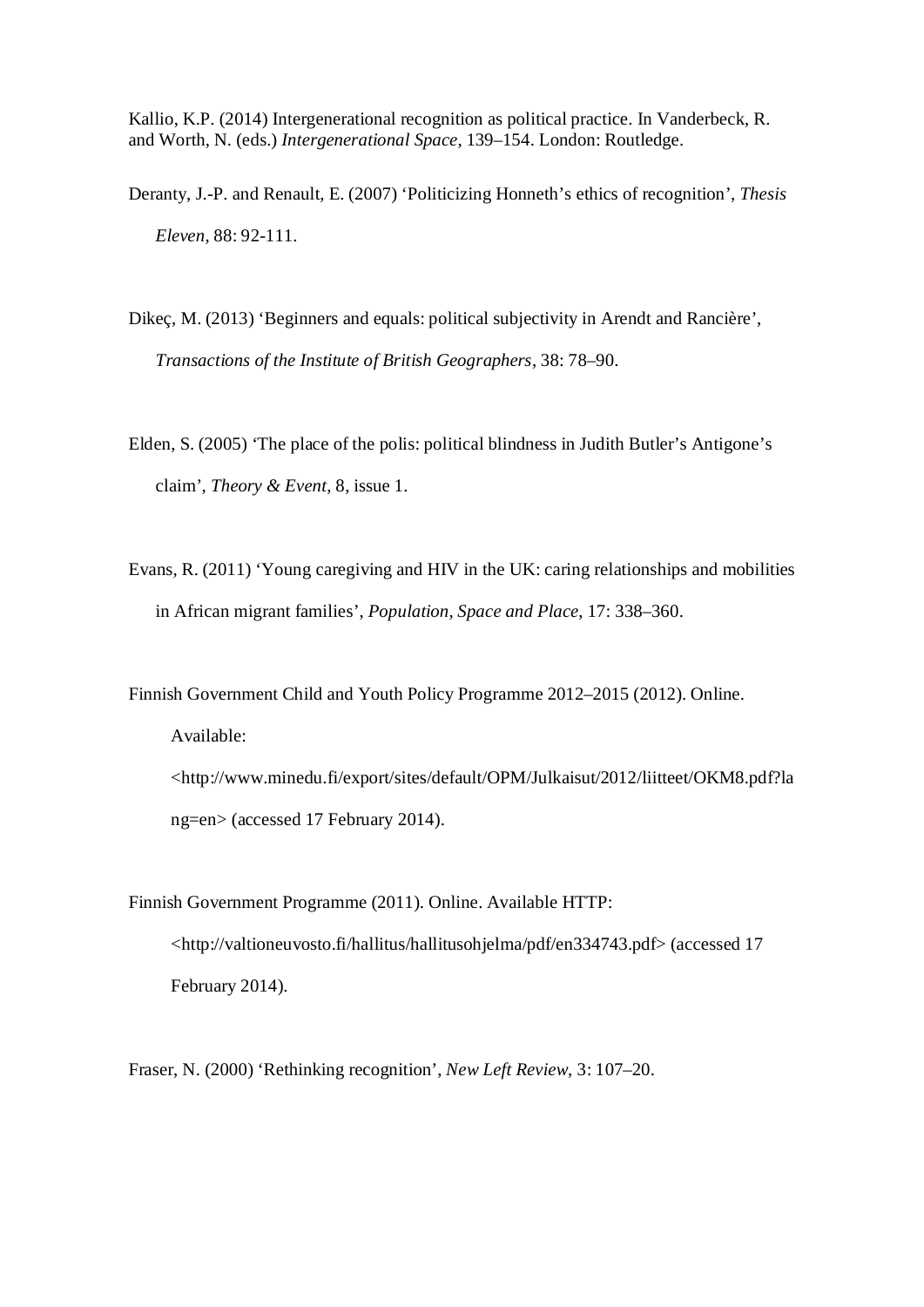Kallio, K.P. (2014) Intergenerational recognition as political practice. In Vanderbeck, R. and Worth, N. (eds.) *Intergenerational Space*, 139–154. London: Routledge.

Deranty, J.-P. and Renault, E. (2007) ‘Politicizing Honneth’s ethics of recognition’, *Thesis Eleven*, 88: 92-111.

Dikeç, M. (2013) ‘Beginners and equals: political subjectivity in Arendt and Rancière’, *Transactions of the Institute of British Geographers*, 38: 78–90.

Elden, S. (2005) ‘The place of the polis: political blindness in Judith Butler’s Antigone’s claim’, *Theory & Event*, 8, issue 1.

Evans, R. (2011) ‘Young caregiving and HIV in the UK: caring relationships and mobilities in African migrant families’, *Population, Space and Place*, 17: 338–360.

Finnish Government Child and Youth Policy Programme 2012–2015 (2012). Online. Available: <http://www.minedu.fi/export/sites/default/OPM/Julkaisut/2012/liitteet/OKM8.pdf?lang=en> (accessed 17 February 2014).

Finnish Government Programme (2011). Online. Available HTTP: <http://valtioneuvosto.fi/hallitus/hallitusohjelma/pdf/en334743.pdf> (accessed 17 February 2014).

Fraser, N. (2000) ‘Rethinking recognition’, *New Left Review*, 3: 107–20.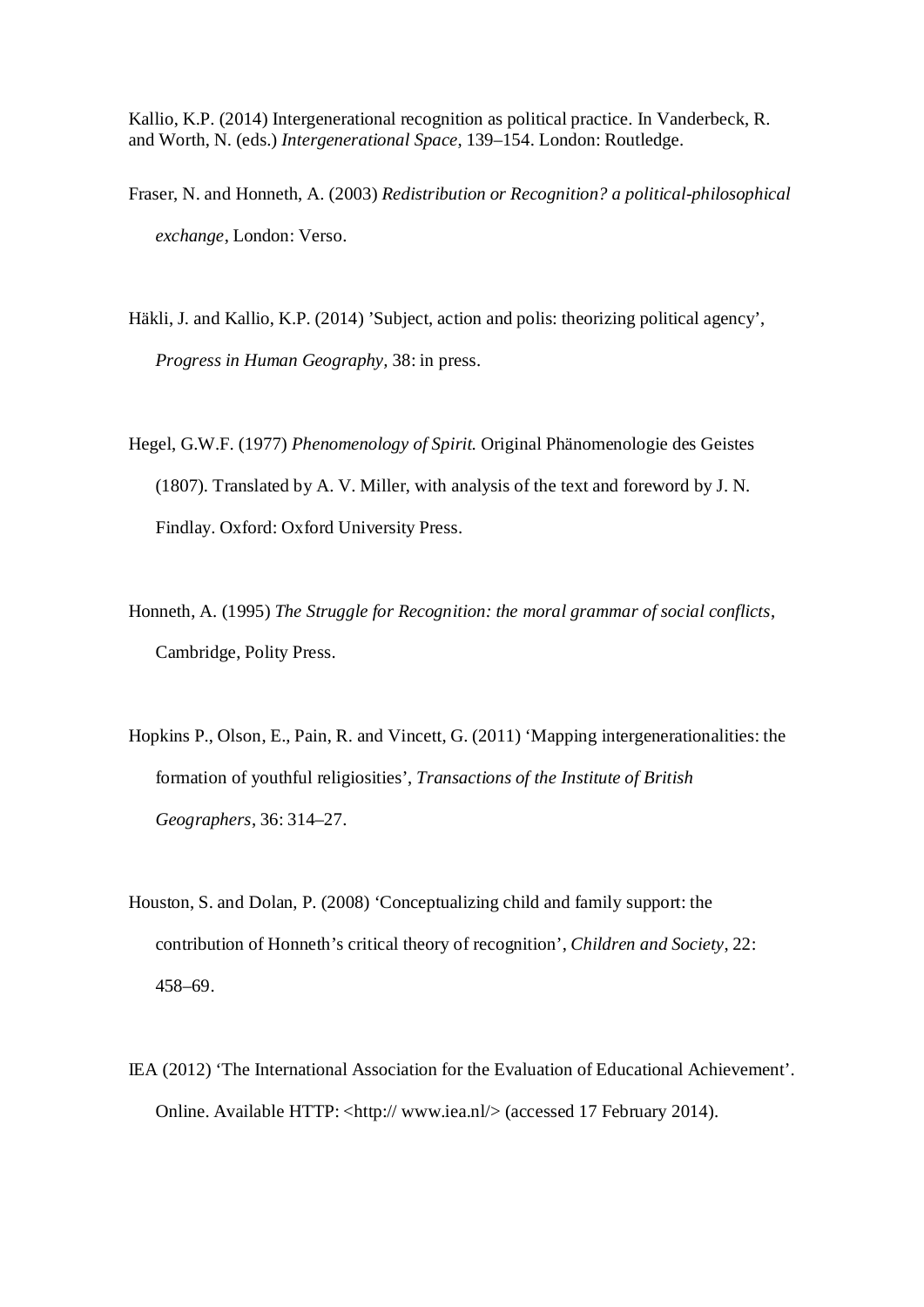Kallio, K.P. (2014) Intergenerational recognition as political practice. In Vanderbeck, R. and Worth, N. (eds.) *Intergenerational Space*, 139–154. London: Routledge.

Fraser, N. and Honneth, A. (2003) *Redistribution or Recognition? a political-philosophical exchange*, London: Verso.

Häkli, J. and Kallio, K.P. (2014) 'Subject, action and polis: theorizing political agency', *Progress in Human Geography*, 38: in press.

Hegel, G.W.F. (1977) *Phenomenology of Spirit.* Original Phänomenologie des Geistes (1807). Translated by A. V. Miller, with analysis of the text and foreword by J. N. Findlay. Oxford: Oxford University Press.

Honneth, A. (1995) *The Struggle for Recognition: the moral grammar of social conflicts*, Cambridge, Polity Press.

Hopkins P., Olson, E., Pain, R. and Vincett, G. (2011) 'Mapping intergenerationalities: the formation of youthful religiosities', *Transactions of the Institute of British Geographers*, 36: 314–27.

Houston, S. and Dolan, P. (2008) 'Conceptualizing child and family support: the contribution of Honneth's critical theory of recognition', *Children and Society*, 22: 458–69.

IEA (2012) 'The International Association for the Evaluation of Educational Achievement'. Online. Available HTTP: <http:// www.iea.nl/> (accessed 17 February 2014).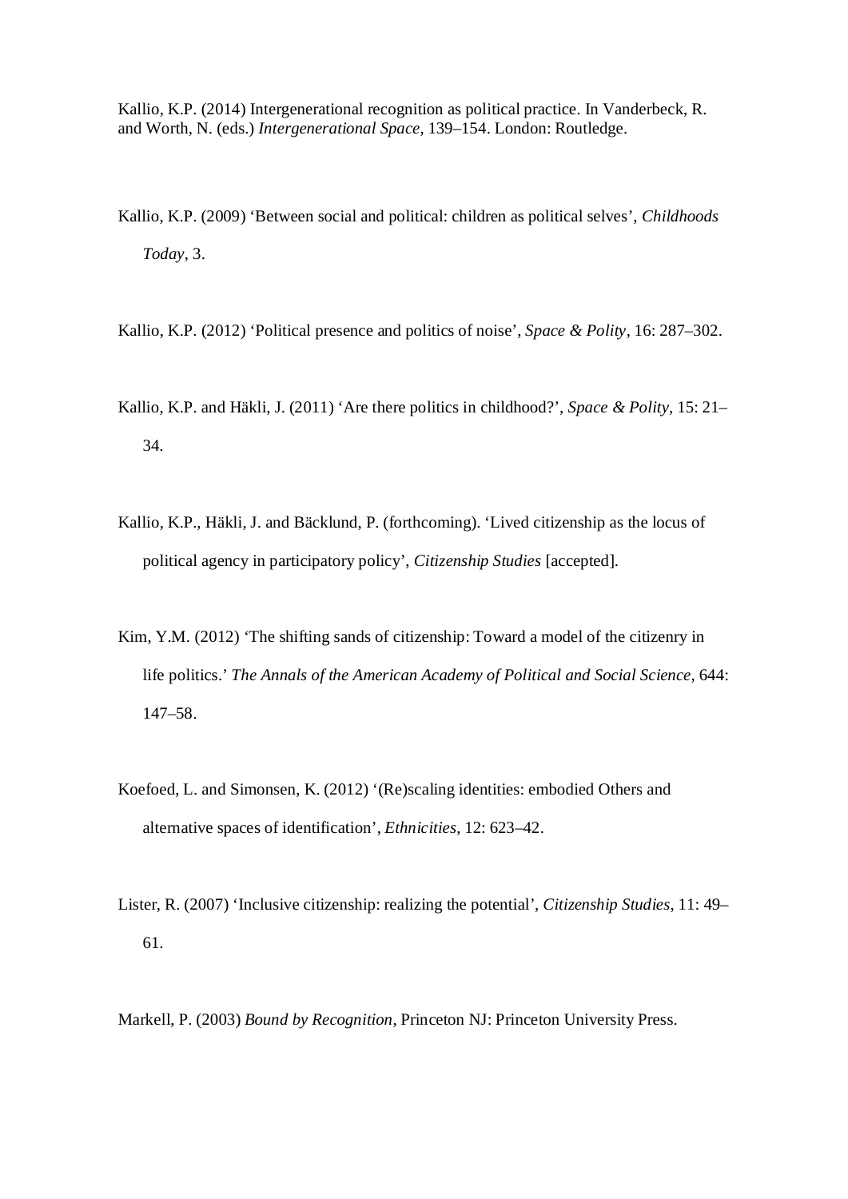Kallio, K.P. (2014) Intergenerational recognition as political practice. In Vanderbeck, R. and Worth, N. (eds.) *Intergenerational Space*, 139–154. London: Routledge.

Kallio, K.P. (2009) 'Between social and political: children as political selves', *Childhoods Today*, 3.

Kallio, K.P. (2012) 'Political presence and politics of noise', *Space & Polity*, 16: 287–302.

Kallio, K.P. and Häkli, J. (2011) 'Are there politics in childhood?', *Space & Polity*, 15: 21–34.

Kallio, K.P., Häkli, J. and Bäcklund, P. (forthcoming). 'Lived citizenship as the locus of political agency in participatory policy', *Citizenship Studies* [accepted].

Kim, Y.M. (2012) 'The shifting sands of citizenship: Toward a model of the citizenry in life politics.' *The Annals of the American Academy of Political and Social Science*, 644: 147–58.

Koefoed, L. and Simonsen, K. (2012) '(Re)scaling identities: embodied Others and alternative spaces of identification', *Ethnicities*, 12: 623–42.

Lister, R. (2007) 'Inclusive citizenship: realizing the potential', *Citizenship Studies*, 11: 49–61.

Markell, P. (2003) *Bound by Recognition*, Princeton NJ: Princeton University Press.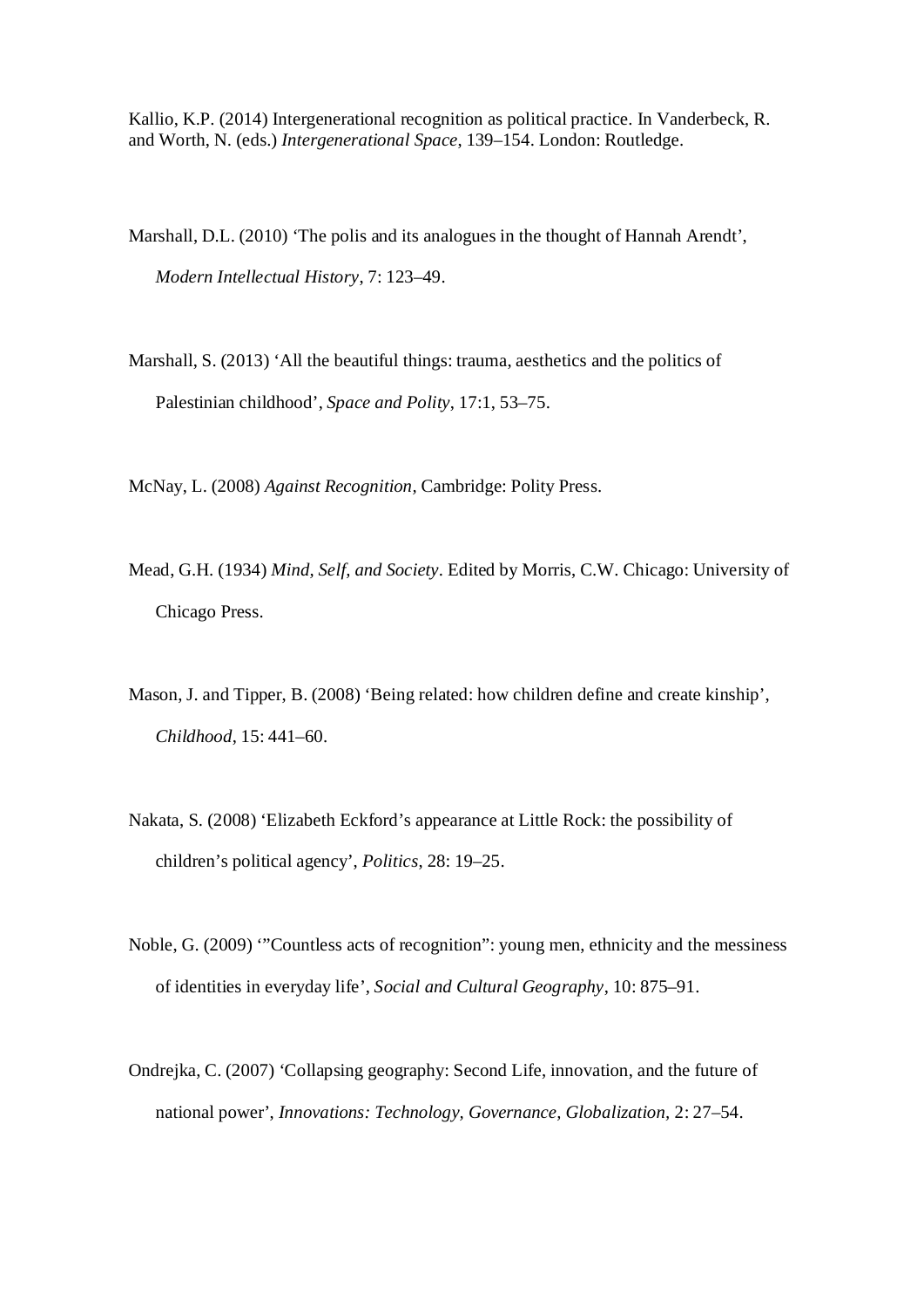Kallio, K.P. (2014) Intergenerational recognition as political practice. In Vanderbeck, R. and Worth, N. (eds.) *Intergenerational Space*, 139–154. London: Routledge.

Marshall, D.L. (2010) 'The polis and its analogues in the thought of Hannah Arendt', *Modern Intellectual History*, 7: 123–49.

Marshall, S. (2013) 'All the beautiful things: trauma, aesthetics and the politics of Palestinian childhood', *Space and Polity*, 17:1, 53–75.

McNay, L. (2008) *Against Recognition*, Cambridge: Polity Press.

Mead, G.H. (1934) *Mind, Self, and Society*. Edited by Morris, C.W. Chicago: University of Chicago Press.

Mason, J. and Tipper, B. (2008) 'Being related: how children define and create kinship', *Childhood*, 15: 441–60.

Nakata, S. (2008) 'Elizabeth Eckford's appearance at Little Rock: the possibility of children's political agency', *Politics*, 28: 19–25.

Noble, G. (2009) '"Countless acts of recognition": young men, ethnicity and the messiness of identities in everyday life', *Social and Cultural Geography*, 10: 875–91.

Ondrejka, C. (2007) 'Collapsing geography: Second Life, innovation, and the future of national power', *Innovations: Technology, Governance, Globalization*, 2: 27–54.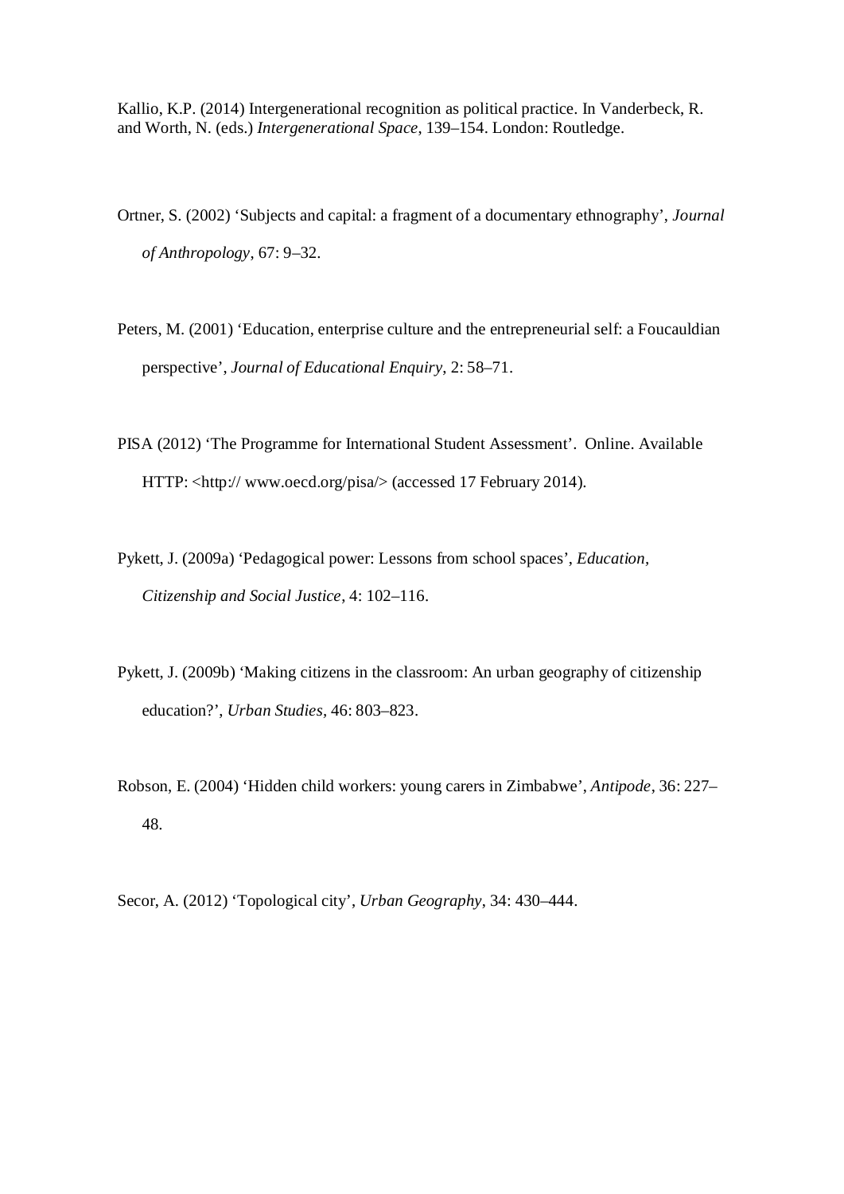Kallio, K.P. (2014) Intergenerational recognition as political practice. In Vanderbeck, R. and Worth, N. (eds.) *Intergenerational Space*, 139–154. London: Routledge.

Ortner, S. (2002) 'Subjects and capital: a fragment of a documentary ethnography', *Journal of Anthropology*, 67: 9–32.

Peters, M. (2001) 'Education, enterprise culture and the entrepreneurial self: a Foucauldian perspective', *Journal of Educational Enquiry*, 2: 58–71.

PISA (2012) 'The Programme for International Student Assessment'. Online. Available HTTP: <http:// www.oecd.org/pisa/> (accessed 17 February 2014).

Pykett, J. (2009a) 'Pedagogical power: Lessons from school spaces', *Education, Citizenship and Social Justice*, 4: 102–116.

Pykett, J. (2009b) 'Making citizens in the classroom: An urban geography of citizenship education?', *Urban Studies*, 46: 803–823.

Robson, E. (2004) 'Hidden child workers: young carers in Zimbabwe', *Antipode*, 36: 227–48.

Secor, A. (2012) 'Topological city', *Urban Geography*, 34: 430–444.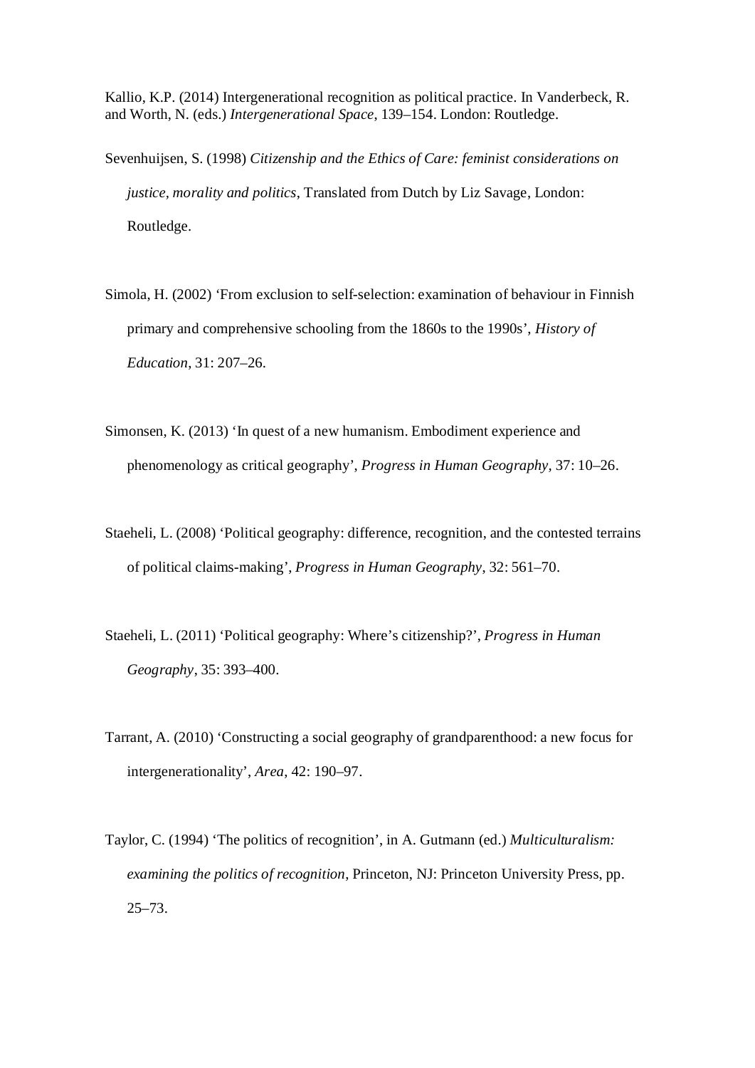Kallio, K.P. (2014) Intergenerational recognition as political practice. In Vanderbeck, R. and Worth, N. (eds.) *Intergenerational Space*, 139–154. London: Routledge.

Sevenhuijsen, S. (1998) *Citizenship and the Ethics of Care: feminist considerations on justice, morality and politics*, Translated from Dutch by Liz Savage, London: Routledge.

Simola, H. (2002) 'From exclusion to self-selection: examination of behaviour in Finnish primary and comprehensive schooling from the 1860s to the 1990s', *History of Education*, 31: 207–26.

Simonsen, K. (2013) 'In quest of a new humanism. Embodiment experience and phenomenology as critical geography', *Progress in Human Geography*, 37: 10–26.

Staeheli, L. (2008) 'Political geography: difference, recognition, and the contested terrains of political claims-making', *Progress in Human Geography*, 32: 561–70.

Staeheli, L. (2011) 'Political geography: Where's citizenship?', *Progress in Human Geography*, 35: 393–400.

Tarrant, A. (2010) 'Constructing a social geography of grandparenthood: a new focus for intergenerationality', *Area*, 42: 190–97.

Taylor, C. (1994) 'The politics of recognition', in A. Gutmann (ed.) *Multiculturalism: examining the politics of recognition*, Princeton, NJ: Princeton University Press, pp. 25–73.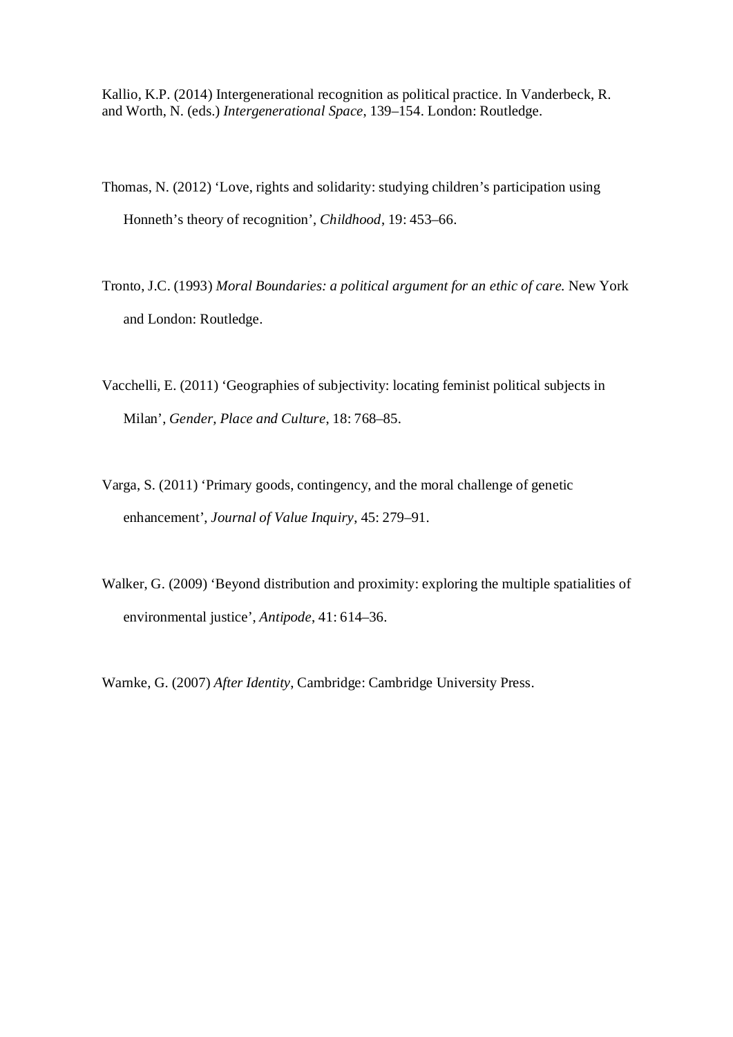Kallio, K.P. (2014) Intergenerational recognition as political practice. In Vanderbeck, R. and Worth, N. (eds.) *Intergenerational Space*, 139–154. London: Routledge.

Thomas, N. (2012) 'Love, rights and solidarity: studying children's participation using Honneth's theory of recognition', *Childhood*, 19: 453–66.

Tronto, J.C. (1993) *Moral Boundaries: a political argument for an ethic of care.* New York and London: Routledge.

Vacchelli, E. (2011) 'Geographies of subjectivity: locating feminist political subjects in Milan', *Gender, Place and Culture*, 18: 768–85.

Varga, S. (2011) 'Primary goods, contingency, and the moral challenge of genetic enhancement', *Journal of Value Inquiry*, 45: 279–91.

Walker, G. (2009) 'Beyond distribution and proximity: exploring the multiple spatialities of environmental justice', *Antipode*, 41: 614–36.

Warnke, G. (2007) *After Identity*, Cambridge: Cambridge University Press.